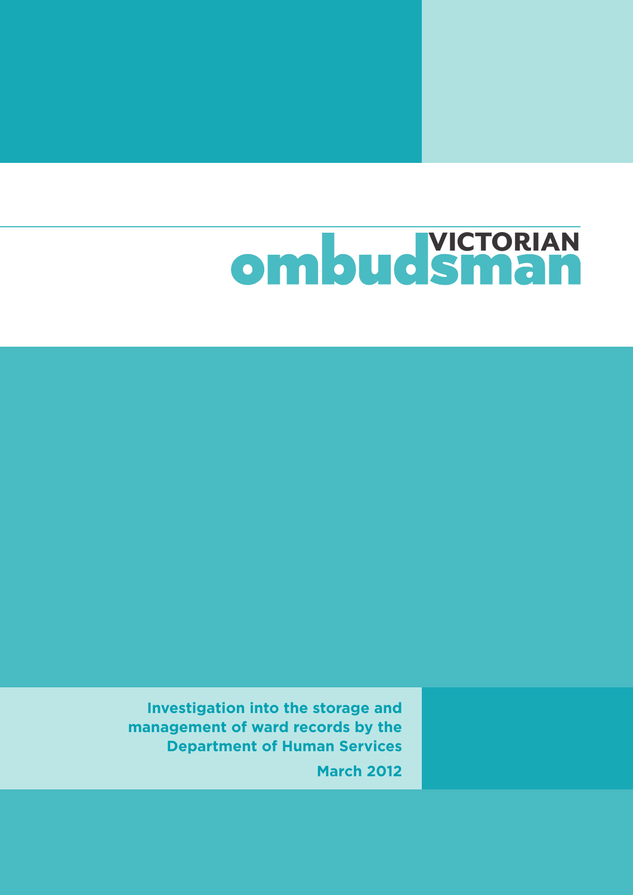VICTORIAN
ombudsman

# Investigation into the storage and management of ward records by the Department of Human Services

March 2012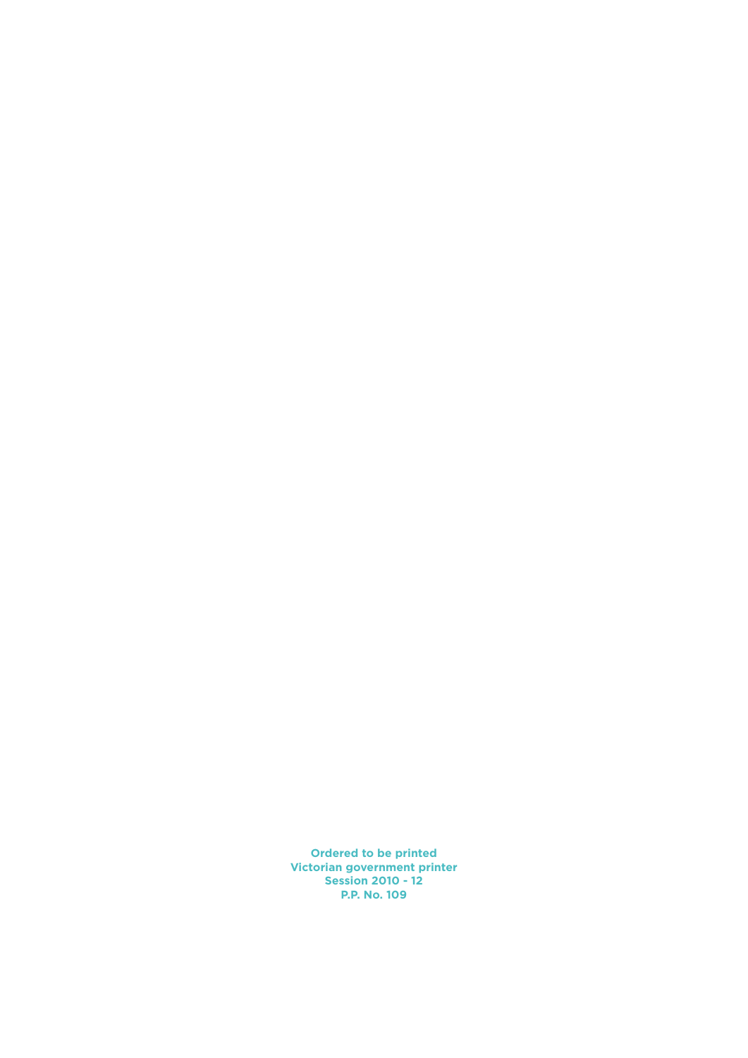**Ordered to be printed**
**Victorian government printer**
**Session 2010 - 12**
**P.P. No. 109**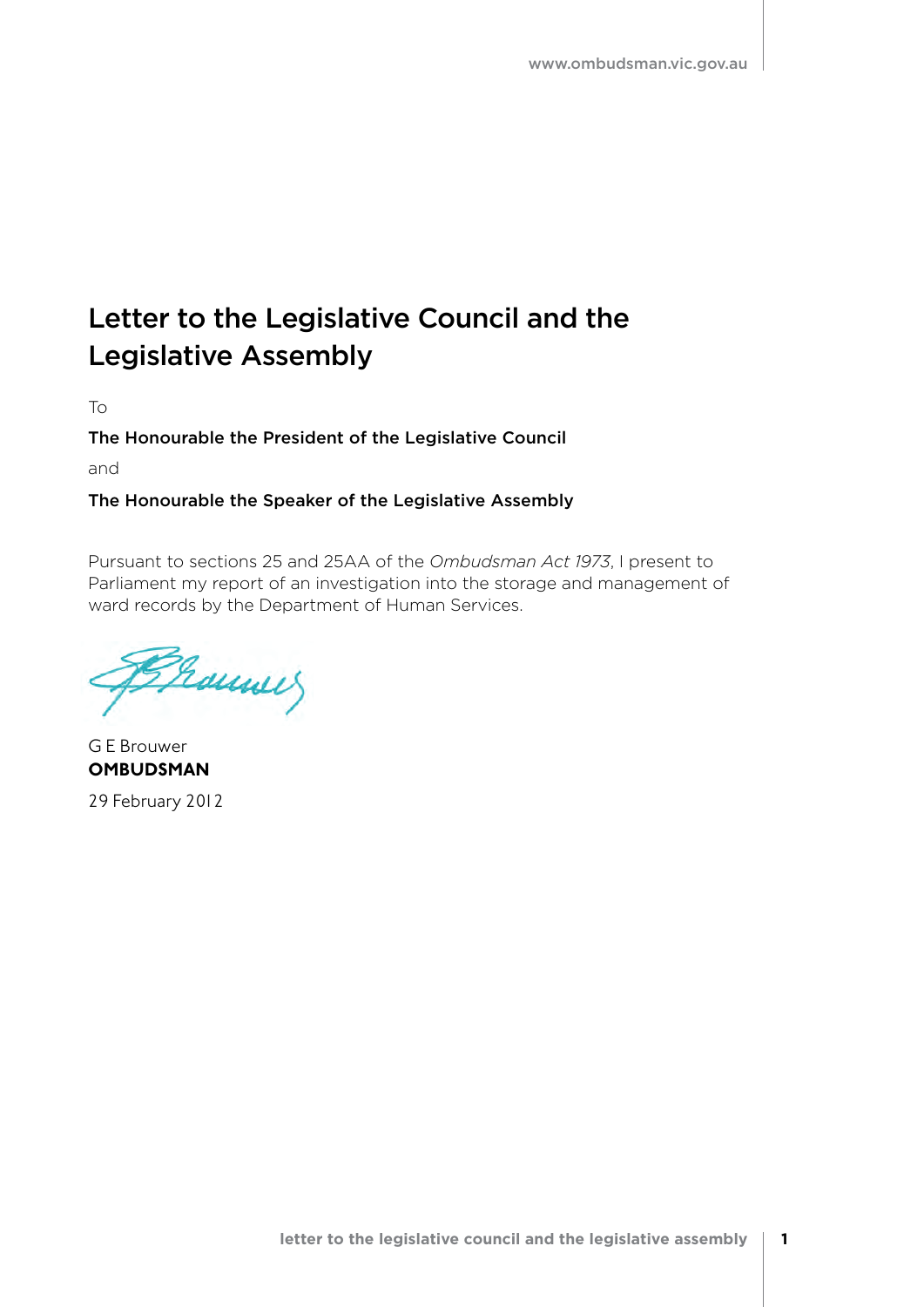# Letter to the Legislative Council and the Legislative Assembly

To

**The Honourable the President of the Legislative Council**

and

**The Honourable the Speaker of the Legislative Assembly**

Pursuant to sections 25 and 25AA of the *Ombudsman Act 1973*, I present to Parliament my report of an investigation into the storage and management of ward records by the Department of Human Services.

G E Brouwer
**OMBUDSMAN**

29 February 2012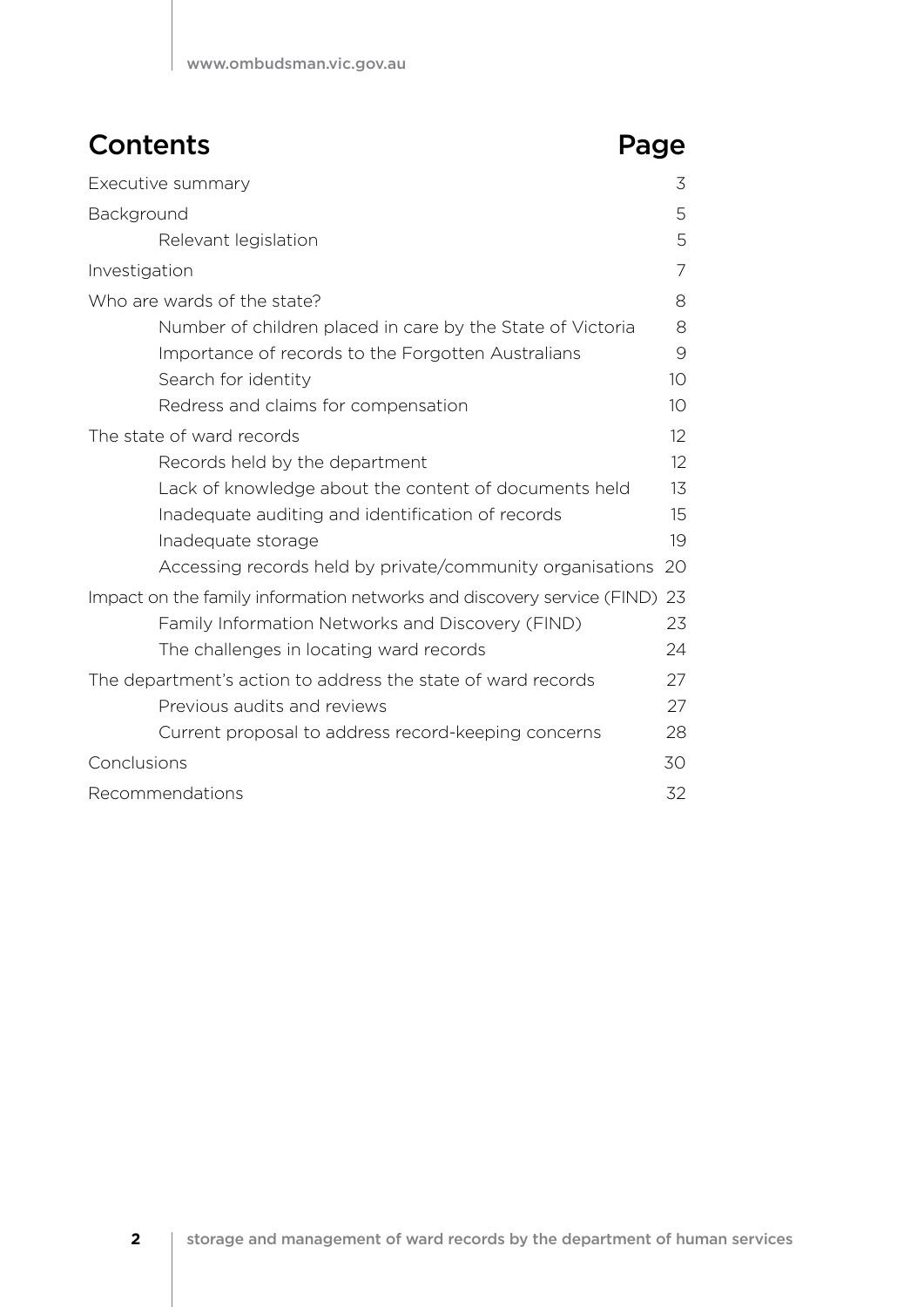# Contents

| Contents | Page |
|---|---|
| Executive summary | 3 |
| Background | 5 |
| Relevant legislation | 5 |
| Investigation | 7 |
| Who are wards of the state? | 8 |
| Number of children placed in care by the State of Victoria | 8 |
| Importance of records to the Forgotten Australians | 9 |
| Search for identity | 10 |
| Redress and claims for compensation | 10 |
| The state of ward records | 12 |
| Records held by the department | 12 |
| Lack of knowledge about the content of documents held | 13 |
| Inadequate auditing and identification of records | 15 |
| Inadequate storage | 19 |
| Accessing records held by private/community organisations | 20 |
| Impact on the family information networks and discovery service (FIND) | 23 |
| Family Information Networks and Discovery (FIND) | 23 |
| The challenges in locating ward records | 24 |
| The department's action to address the state of ward records | 27 |
| Previous audits and reviews | 27 |
| Current proposal to address record-keeping concerns | 28 |
| Conclusions | 30 |
| Recommendations | 32 |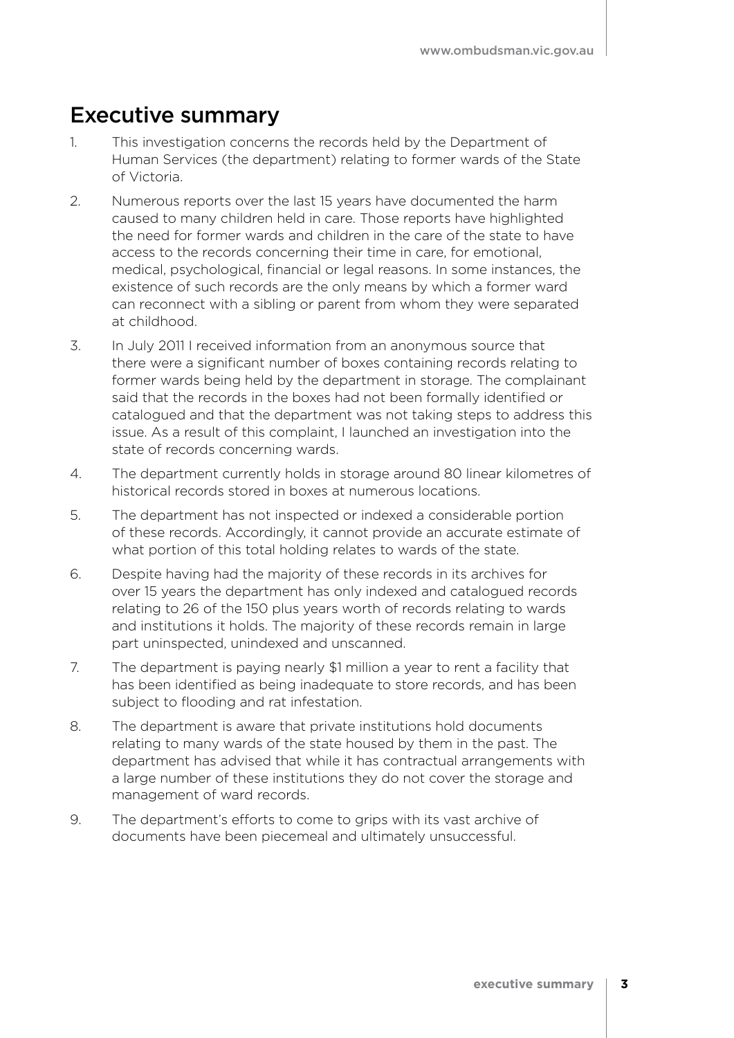## Executive summary

1. This investigation concerns the records held by the Department of Human Services (the department) relating to former wards of the State of Victoria.
2. Numerous reports over the last 15 years have documented the harm caused to many children held in care. Those reports have highlighted the need for former wards and children in the care of the state to have access to the records concerning their time in care, for emotional, medical, psychological, financial or legal reasons. In some instances, the existence of such records are the only means by which a former ward can reconnect with a sibling or parent from whom they were separated at childhood.
3. In July 2011 I received information from an anonymous source that there were a significant number of boxes containing records relating to former wards being held by the department in storage. The complainant said that the records in the boxes had not been formally identified or catalogued and that the department was not taking steps to address this issue. As a result of this complaint, I launched an investigation into the state of records concerning wards.
4. The department currently holds in storage around 80 linear kilometres of historical records stored in boxes at numerous locations.
5. The department has not inspected or indexed a considerable portion of these records. Accordingly, it cannot provide an accurate estimate of what portion of this total holding relates to wards of the state.
6. Despite having had the majority of these records in its archives for over 15 years the department has only indexed and catalogued records relating to 26 of the 150 plus years worth of records relating to wards and institutions it holds. The majority of these records remain in large part uninspected, unindexed and unscanned.
7. The department is paying nearly $1 million a year to rent a facility that has been identified as being inadequate to store records, and has been subject to flooding and rat infestation.
8. The department is aware that private institutions hold documents relating to many wards of the state housed by them in the past. The department has advised that while it has contractual arrangements with a large number of these institutions they do not cover the storage and management of ward records.
9. The department's efforts to come to grips with its vast archive of documents have been piecemeal and ultimately unsuccessful.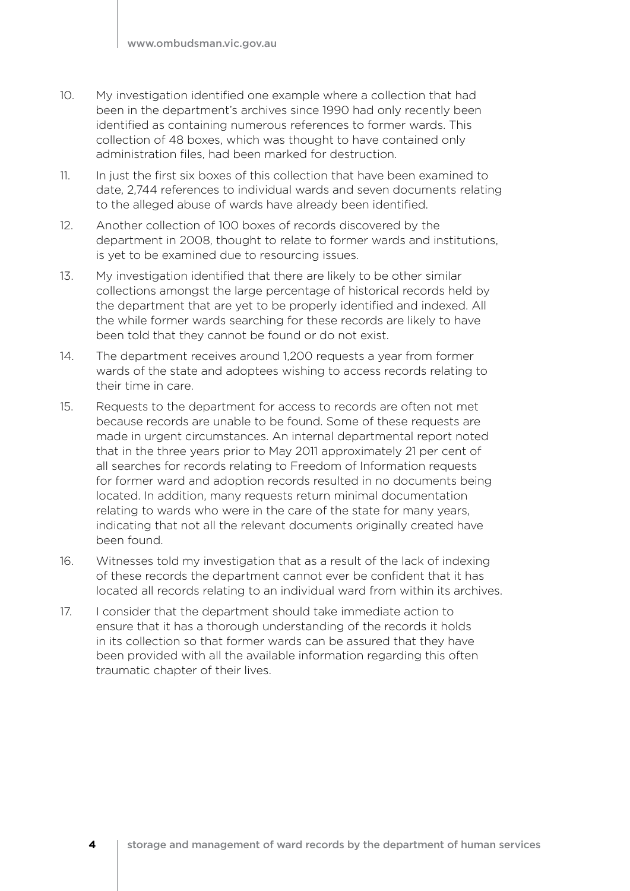10. My investigation identified one example where a collection that had been in the department's archives since 1990 had only recently been identified as containing numerous references to former wards. This collection of 48 boxes, which was thought to have contained only administration files, had been marked for destruction.
11. In just the first six boxes of this collection that have been examined to date, 2,744 references to individual wards and seven documents relating to the alleged abuse of wards have already been identified.
12. Another collection of 100 boxes of records discovered by the department in 2008, thought to relate to former wards and institutions, is yet to be examined due to resourcing issues.
13. My investigation identified that there are likely to be other similar collections amongst the large percentage of historical records held by the department that are yet to be properly identified and indexed. All the while former wards searching for these records are likely to have been told that they cannot be found or do not exist.
14. The department receives around 1,200 requests a year from former wards of the state and adoptees wishing to access records relating to their time in care.
15. Requests to the department for access to records are often not met because records are unable to be found. Some of these requests are made in urgent circumstances. An internal departmental report noted that in the three years prior to May 2011 approximately 21 per cent of all searches for records relating to Freedom of Information requests for former ward and adoption records resulted in no documents being located. In addition, many requests return minimal documentation relating to wards who were in the care of the state for many years, indicating that not all the relevant documents originally created have been found.
16. Witnesses told my investigation that as a result of the lack of indexing of these records the department cannot ever be confident that it has located all records relating to an individual ward from within its archives.
17. I consider that the department should take immediate action to ensure that it has a thorough understanding of the records it holds in its collection so that former wards can be assured that they have been provided with all the available information regarding this often traumatic chapter of their lives.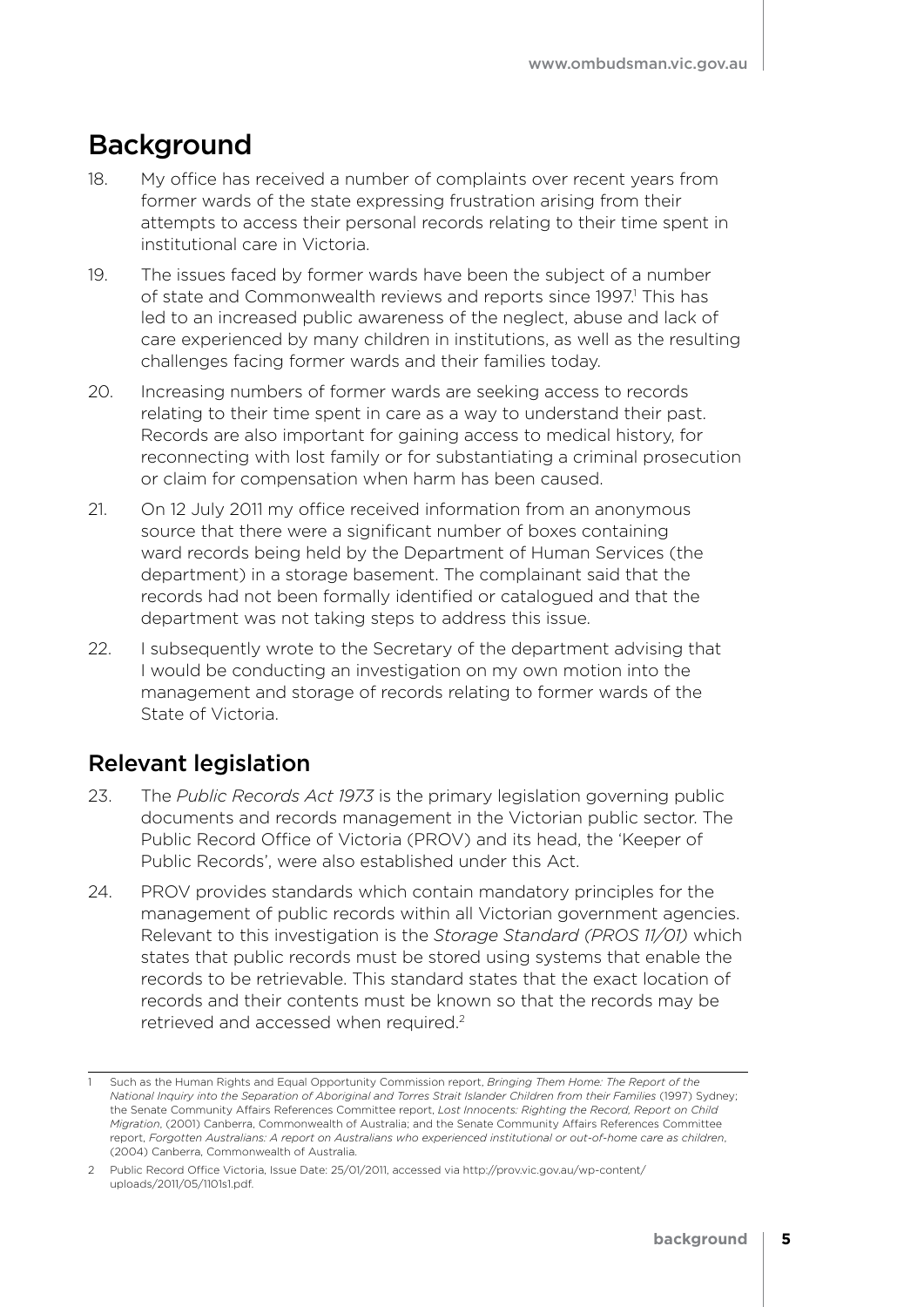# Background

18. My office has received a number of complaints over recent years from former wards of the state expressing frustration arising from their attempts to access their personal records relating to their time spent in institutional care in Victoria.

19. The issues faced by former wards have been the subject of a number of state and Commonwealth reviews and reports since 1997.[1] This has led to an increased public awareness of the neglect, abuse and lack of care experienced by many children in institutions, as well as the resulting challenges facing former wards and their families today.

20. Increasing numbers of former wards are seeking access to records relating to their time spent in care as a way to understand their past. Records are also important for gaining access to medical history, for reconnecting with lost family or for substantiating a criminal prosecution or claim for compensation when harm has been caused.

21. On 12 July 2011 my office received information from an anonymous source that there were a significant number of boxes containing ward records being held by the Department of Human Services (the department) in a storage basement. The complainant said that the records had not been formally identified or catalogued and that the department was not taking steps to address this issue.

22. I subsequently wrote to the Secretary of the department advising that I would be conducting an investigation on my own motion into the management and storage of records relating to former wards of the State of Victoria.

## Relevant legislation

23. The *Public Records Act 1973* is the primary legislation governing public documents and records management in the Victorian public sector. The Public Record Office of Victoria (PROV) and its head, the 'Keeper of Public Records', were also established under this Act.

24. PROV provides standards which contain mandatory principles for the management of public records within all Victorian government agencies. Relevant to this investigation is the *Storage Standard (PROS 11/01)* which states that public records must be stored using systems that enable the records to be retrievable. This standard states that the exact location of records and their contents must be known so that the records may be retrieved and accessed when required.[2]

---

1 Such as the Human Rights and Equal Opportunity Commission report, *Bringing Them Home: The Report of the National Inquiry into the Separation of Aboriginal and Torres Strait Islander Children from their Families* (1997) Sydney; the Senate Community Affairs References Committee report, *Lost Innocents: Righting the Record, Report on Child Migration*, (2001) Canberra, Commonwealth of Australia; and the Senate Community Affairs References Committee report, *Forgotten Australians: A report on Australians who experienced institutional or out-of-home care as children*, (2004) Canberra, Commonwealth of Australia.

2 Public Record Office Victoria, Issue Date: 25/01/2011, accessed via http://prov.vic.gov.au/wp-content/uploads/2011/05/1101s1.pdf.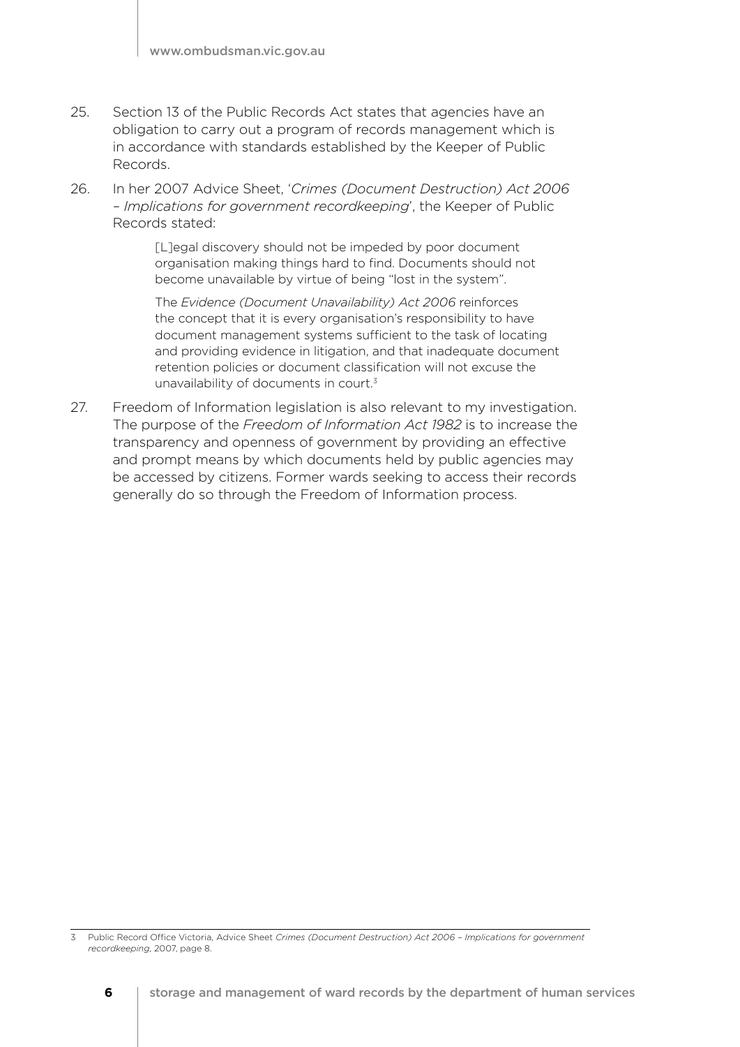25. Section 13 of the Public Records Act states that agencies have an obligation to carry out a program of records management which is in accordance with standards established by the Keeper of Public Records.

26. In her 2007 Advice Sheet, '*Crimes (Document Destruction) Act 2006 – Implications for government recordkeeping*', the Keeper of Public Records stated:

   > [L]egal discovery should not be impeded by poor document organisation making things hard to find. Documents should not become unavailable by virtue of being "lost in the system".
   >
   > The *Evidence (Document Unavailability) Act 2006* reinforces the concept that it is every organisation's responsibility to have document management systems sufficient to the task of locating and providing evidence in litigation, and that inadequate document retention policies or document classification will not excuse the unavailability of documents in court.[3]

27. Freedom of Information legislation is also relevant to my investigation. The purpose of the *Freedom of Information Act 1982* is to increase the transparency and openness of government by providing an effective and prompt means by which documents held by public agencies may be accessed by citizens. Former wards seeking to access their records generally do so through the Freedom of Information process.

---

[3] Public Record Office Victoria, Advice Sheet *Crimes (Document Destruction) Act 2006 – Implications for government recordkeeping*, 2007, page 8.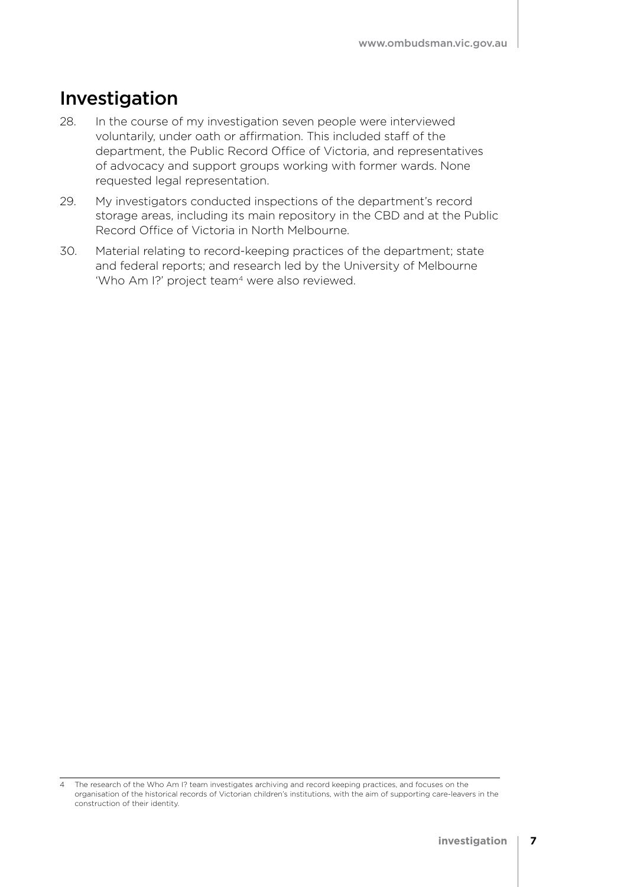## Investigation

28. In the course of my investigation seven people were interviewed voluntarily, under oath or affirmation. This included staff of the department, the Public Record Office of Victoria, and representatives of advocacy and support groups working with former wards. None requested legal representation.

29. My investigators conducted inspections of the department's record storage areas, including its main repository in the CBD and at the Public Record Office of Victoria in North Melbourne.

30. Material relating to record-keeping practices of the department; state and federal reports; and research led by the University of Melbourne 'Who Am I?' project team[4] were also reviewed.

---

4 The research of the Who Am I? team investigates archiving and record keeping practices, and focuses on the organisation of the historical records of Victorian children's institutions, with the aim of supporting care-leavers in the construction of their identity.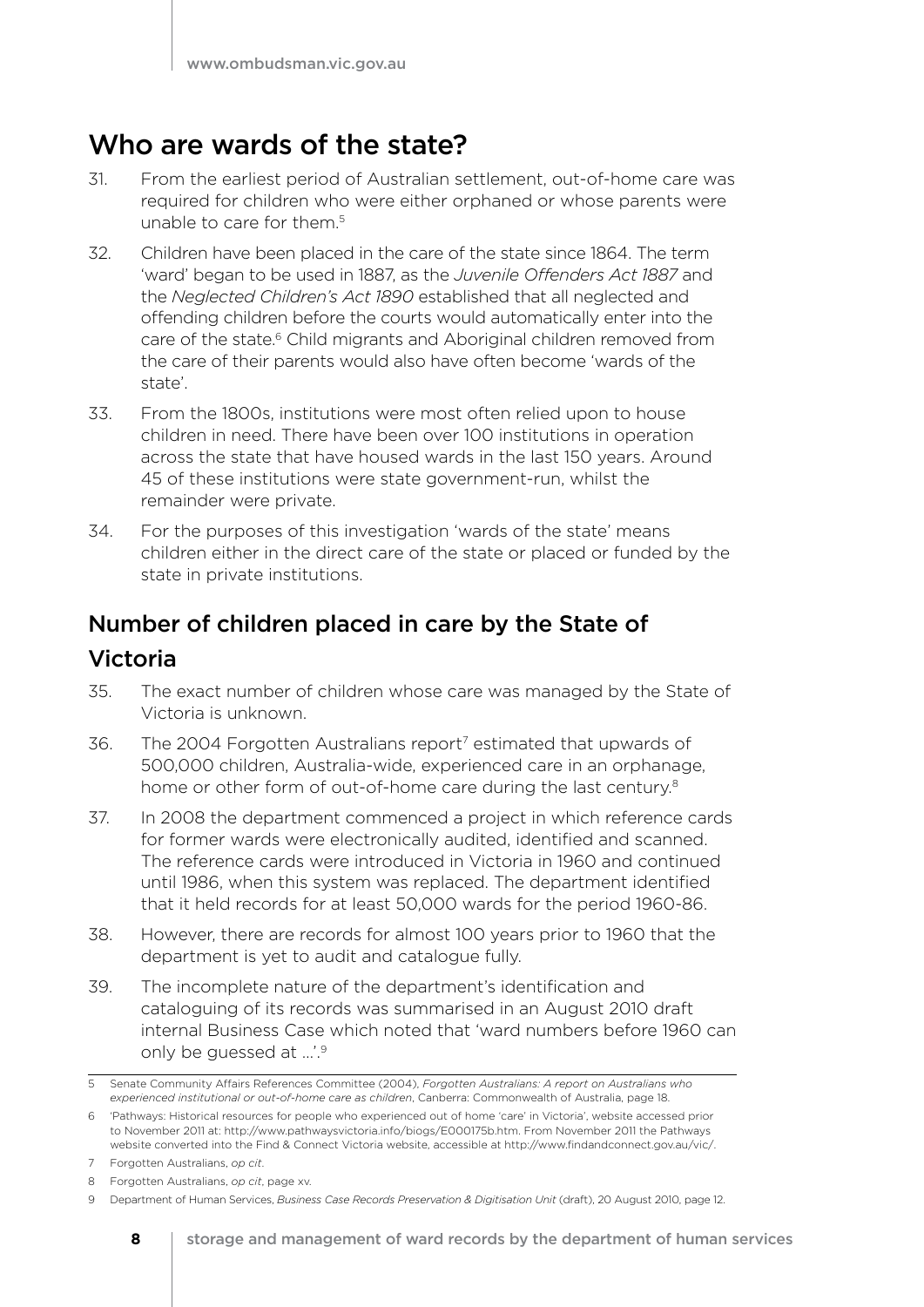## Who are wards of the state?

31. From the earliest period of Australian settlement, out-of-home care was required for children who were either orphaned or whose parents were unable to care for them.[5]

32. Children have been placed in the care of the state since 1864. The term 'ward' began to be used in 1887, as the *Juvenile Offenders Act 1887* and the *Neglected Children's Act 1890* established that all neglected and offending children before the courts would automatically enter into the care of the state.[6] Child migrants and Aboriginal children removed from the care of their parents would also have often become 'wards of the state'.

33. From the 1800s, institutions were most often relied upon to house children in need. There have been over 100 institutions in operation across the state that have housed wards in the last 150 years. Around 45 of these institutions were state government-run, whilst the remainder were private.

34. For the purposes of this investigation 'wards of the state' means children either in the direct care of the state or placed or funded by the state in private institutions.

### Number of children placed in care by the State of Victoria

35. The exact number of children whose care was managed by the State of Victoria is unknown.

36. The 2004 Forgotten Australians report[7] estimated that upwards of 500,000 children, Australia-wide, experienced care in an orphanage, home or other form of out-of-home care during the last century.[8]

37. In 2008 the department commenced a project in which reference cards for former wards were electronically audited, identified and scanned. The reference cards were introduced in Victoria in 1960 and continued until 1986, when this system was replaced. The department identified that it held records for at least 50,000 wards for the period 1960-86.

38. However, there are records for almost 100 years prior to 1960 that the department is yet to audit and catalogue fully.

39. The incomplete nature of the department's identification and cataloguing of its records was summarised in an August 2010 draft internal Business Case which noted that 'ward numbers before 1960 can only be guessed at …'.[9]

---

5 Senate Community Affairs References Committee (2004), *Forgotten Australians: A report on Australians who experienced institutional or out-of-home care as children*, Canberra: Commonwealth of Australia, page 18.

6 'Pathways: Historical resources for people who experienced out of home 'care' in Victoria', website accessed prior to November 2011 at: http://www.pathwaysvictoria.info/biogs/E000175b.htm. From November 2011 the Pathways website converted into the Find & Connect Victoria website, accessible at http://www.findandconnect.gov.au/vic/.

7 Forgotten Australians, *op cit*.

8 Forgotten Australians, *op cit*, page xv.

9 Department of Human Services, *Business Case Records Preservation & Digitisation Unit* (draft), 20 August 2010, page 12.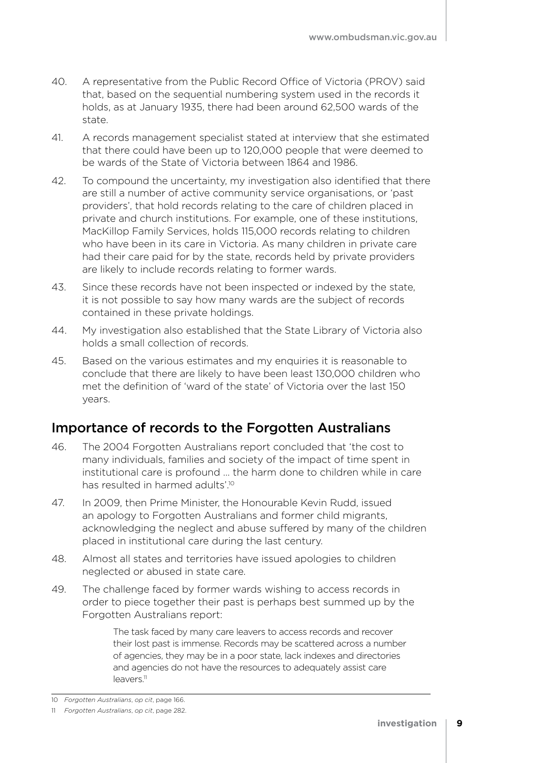40. A representative from the Public Record Office of Victoria (PROV) said that, based on the sequential numbering system used in the records it holds, as at January 1935, there had been around 62,500 wards of the state.

41. A records management specialist stated at interview that she estimated that there could have been up to 120,000 people that were deemed to be wards of the State of Victoria between 1864 and 1986.

42. To compound the uncertainty, my investigation also identified that there are still a number of active community service organisations, or 'past providers', that hold records relating to the care of children placed in private and church institutions. For example, one of these institutions, MacKillop Family Services, holds 115,000 records relating to children who have been in its care in Victoria. As many children in private care had their care paid for by the state, records held by private providers are likely to include records relating to former wards.

43. Since these records have not been inspected or indexed by the state, it is not possible to say how many wards are the subject of records contained in these private holdings.

44. My investigation also established that the State Library of Victoria also holds a small collection of records.

45. Based on the various estimates and my enquiries it is reasonable to conclude that there are likely to have been least 130,000 children who met the definition of 'ward of the state' of Victoria over the last 150 years.

## Importance of records to the Forgotten Australians

46. The 2004 Forgotten Australians report concluded that 'the cost to many individuals, families and society of the impact of time spent in institutional care is profound ... the harm done to children while in care has resulted in harmed adults'.[10]

47. In 2009, then Prime Minister, the Honourable Kevin Rudd, issued an apology to Forgotten Australians and former child migrants, acknowledging the neglect and abuse suffered by many of the children placed in institutional care during the last century.

48. Almost all states and territories have issued apologies to children neglected or abused in state care.

49. The challenge faced by former wards wishing to access records in order to piece together their past is perhaps best summed up by the Forgotten Australians report:

> The task faced by many care leavers to access records and recover their lost past is immense. Records may be scattered across a number of agencies, they may be in a poor state, lack indexes and directories and agencies do not have the resources to adequately assist care leavers.[11]

---

10 *Forgotten Australians*, *op cit*, page 166.

11 *Forgotten Australians*, *op cit*, page 282.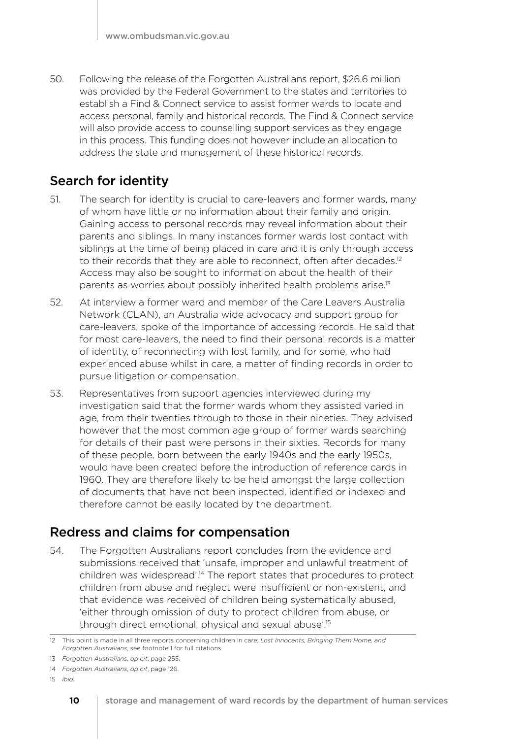50. Following the release of the Forgotten Australians report, $26.6 million was provided by the Federal Government to the states and territories to establish a Find & Connect service to assist former wards to locate and access personal, family and historical records. The Find & Connect service will also provide access to counselling support services as they engage in this process. This funding does not however include an allocation to address the state and management of these historical records.

## Search for identity

51. The search for identity is crucial to care-leavers and former wards, many of whom have little or no information about their family and origin. Gaining access to personal records may reveal information about their parents and siblings. In many instances former wards lost contact with siblings at the time of being placed in care and it is only through access to their records that they are able to reconnect, often after decades.[12] Access may also be sought to information about the health of their parents as worries about possibly inherited health problems arise.[13]

52. At interview a former ward and member of the Care Leavers Australia Network (CLAN), an Australia wide advocacy and support group for care-leavers, spoke of the importance of accessing records. He said that for most care-leavers, the need to find their personal records is a matter of identity, of reconnecting with lost family, and for some, who had experienced abuse whilst in care, a matter of finding records in order to pursue litigation or compensation.

53. Representatives from support agencies interviewed during my investigation said that the former wards whom they assisted varied in age, from their twenties through to those in their nineties. They advised however that the most common age group of former wards searching for details of their past were persons in their sixties. Records for many of these people, born between the early 1940s and the early 1950s, would have been created before the introduction of reference cards in 1960. They are therefore likely to be held amongst the large collection of documents that have not been inspected, identified or indexed and therefore cannot be easily located by the department.

## Redress and claims for compensation

54. The Forgotten Australians report concludes from the evidence and submissions received that 'unsafe, improper and unlawful treatment of children was widespread'.[14] The report states that procedures to protect children from abuse and neglect were insufficient or non-existent, and that evidence was received of children being systematically abused, 'either through omission of duty to protect children from abuse, or through direct emotional, physical and sexual abuse'.[15]

---

12 This point is made in all three reports concerning children in care; *Lost Innocents, Bringing Them Home, and Forgotten Australians*, see footnote 1 for full citations.

13 *Forgotten Australians*, *op cit*, page 255.

14 *Forgotten Australians*, *op cit*, page 126.

15 *ibid.*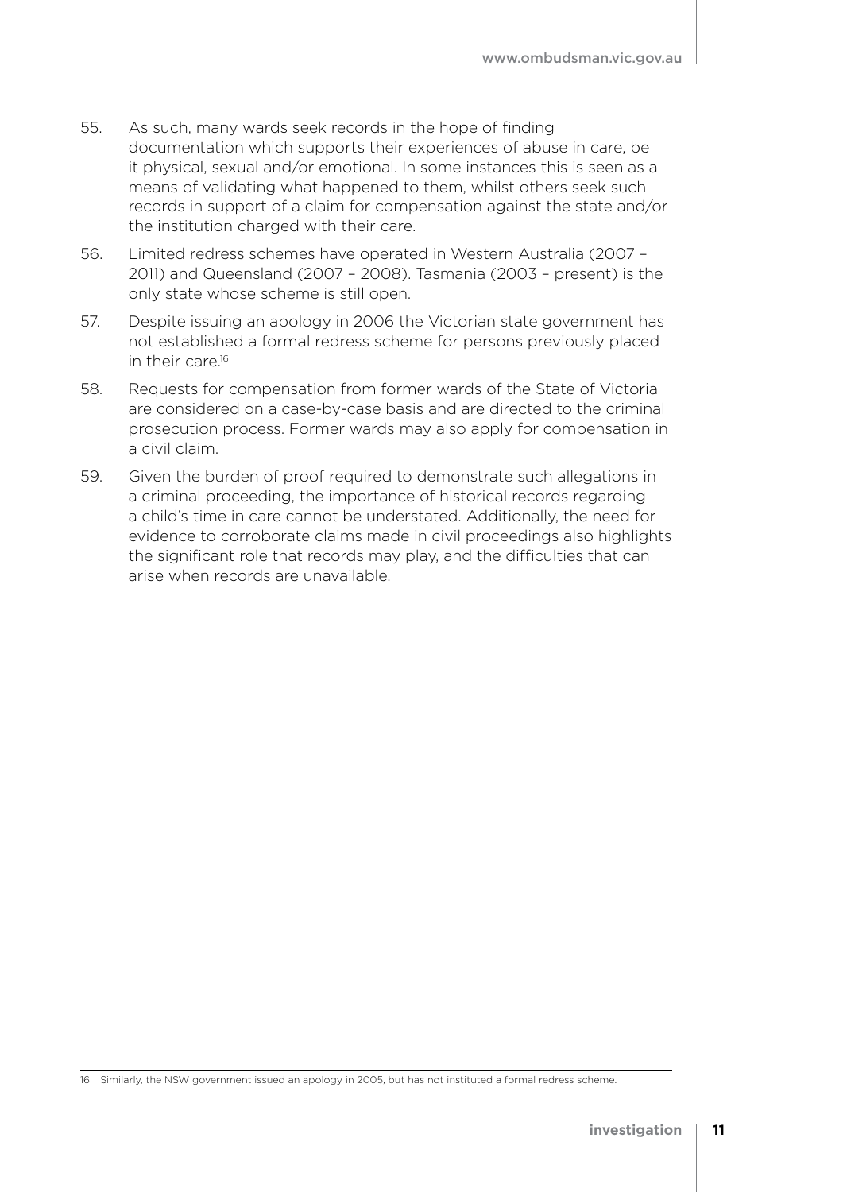55. As such, many wards seek records in the hope of finding documentation which supports their experiences of abuse in care, be it physical, sexual and/or emotional. In some instances this is seen as a means of validating what happened to them, whilst others seek such records in support of a claim for compensation against the state and/or the institution charged with their care.

56. Limited redress schemes have operated in Western Australia (2007 – 2011) and Queensland (2007 – 2008). Tasmania (2003 – present) is the only state whose scheme is still open.

57. Despite issuing an apology in 2006 the Victorian state government has not established a formal redress scheme for persons previously placed in their care.[16]

58. Requests for compensation from former wards of the State of Victoria are considered on a case-by-case basis and are directed to the criminal prosecution process. Former wards may also apply for compensation in a civil claim.

59. Given the burden of proof required to demonstrate such allegations in a criminal proceeding, the importance of historical records regarding a child's time in care cannot be understated. Additionally, the need for evidence to corroborate claims made in civil proceedings also highlights the significant role that records may play, and the difficulties that can arise when records are unavailable.

---

16 Similarly, the NSW government issued an apology in 2005, but has not instituted a formal redress scheme.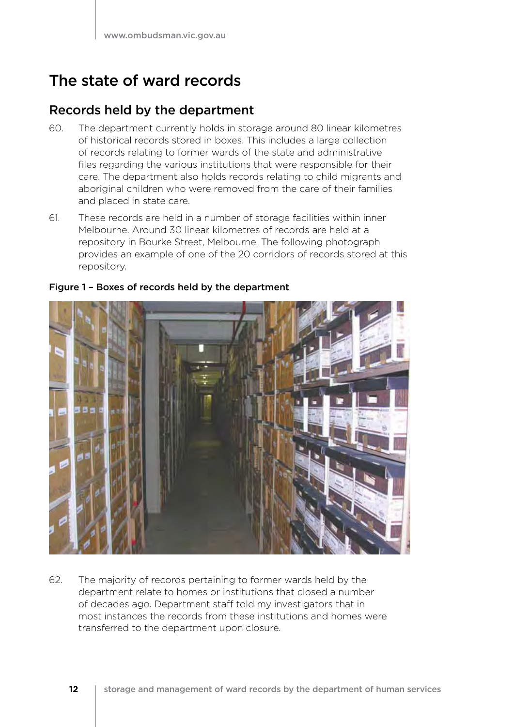## The state of ward records

### Records held by the department

60. The department currently holds in storage around 80 linear kilometres of historical records stored in boxes. This includes a large collection of records relating to former wards of the state and administrative files regarding the various institutions that were responsible for their care. The department also holds records relating to child migrants and aboriginal children who were removed from the care of their families and placed in state care.

61. These records are held in a number of storage facilities within inner Melbourne. Around 30 linear kilometres of records are held at a repository in Bourke Street, Melbourne. The following photograph provides an example of one of the 20 corridors of records stored at this repository.

**Figure 1 – Boxes of records held by the department**

62. The majority of records pertaining to former wards held by the department relate to homes or institutions that closed a number of decades ago. Department staff told my investigators that in most instances the records from these institutions and homes were transferred to the department upon closure.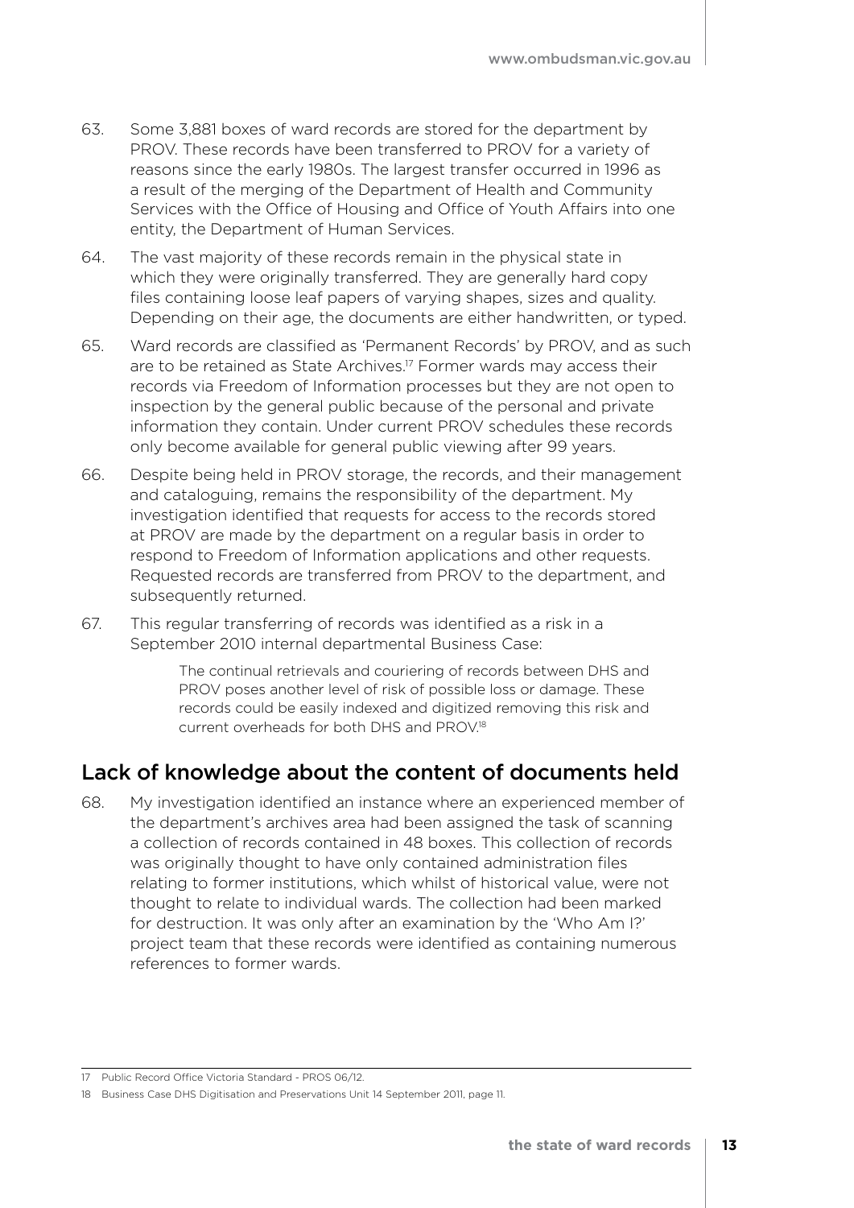63. Some 3,881 boxes of ward records are stored for the department by PROV. These records have been transferred to PROV for a variety of reasons since the early 1980s. The largest transfer occurred in 1996 as a result of the merging of the Department of Health and Community Services with the Office of Housing and Office of Youth Affairs into one entity, the Department of Human Services.

64. The vast majority of these records remain in the physical state in which they were originally transferred. They are generally hard copy files containing loose leaf papers of varying shapes, sizes and quality. Depending on their age, the documents are either handwritten, or typed.

65. Ward records are classified as 'Permanent Records' by PROV, and as such are to be retained as State Archives.[17] Former wards may access their records via Freedom of Information processes but they are not open to inspection by the general public because of the personal and private information they contain. Under current PROV schedules these records only become available for general public viewing after 99 years.

66. Despite being held in PROV storage, the records, and their management and cataloguing, remains the responsibility of the department. My investigation identified that requests for access to the records stored at PROV are made by the department on a regular basis in order to respond to Freedom of Information applications and other requests. Requested records are transferred from PROV to the department, and subsequently returned.

67. This regular transferring of records was identified as a risk in a September 2010 internal departmental Business Case:

> The continual retrievals and couriering of records between DHS and PROV poses another level of risk of possible loss or damage. These records could be easily indexed and digitized removing this risk and current overheads for both DHS and PROV.[18]

## Lack of knowledge about the content of documents held

68. My investigation identified an instance where an experienced member of the department's archives area had been assigned the task of scanning a collection of records contained in 48 boxes. This collection of records was originally thought to have only contained administration files relating to former institutions, which whilst of historical value, were not thought to relate to individual wards. The collection had been marked for destruction. It was only after an examination by the 'Who Am I?' project team that these records were identified as containing numerous references to former wards.

---

17 Public Record Office Victoria Standard - PROS 06/12.

18 Business Case DHS Digitisation and Preservations Unit 14 September 2011, page 11.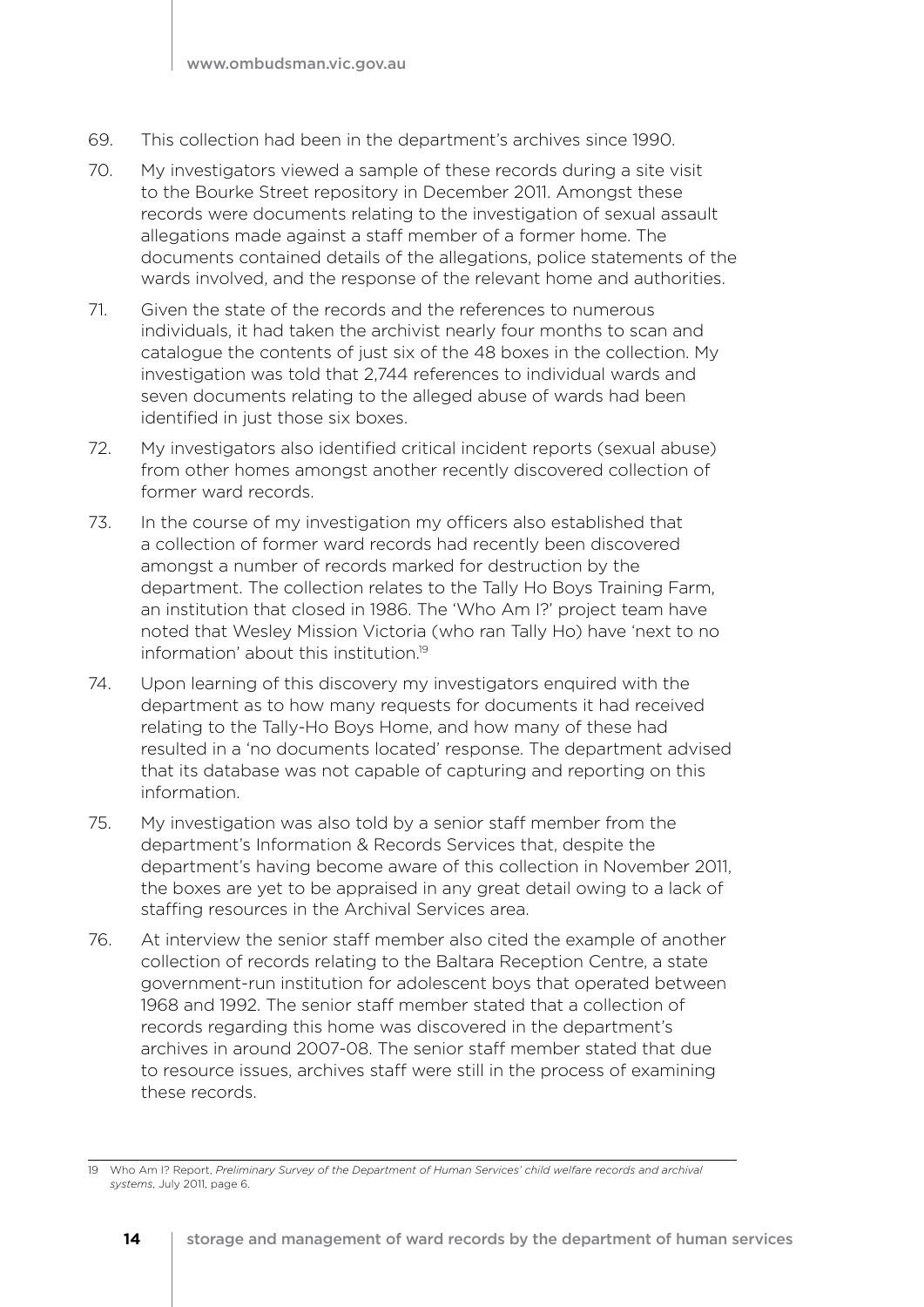69. This collection had been in the department's archives since 1990.

70. My investigators viewed a sample of these records during a site visit to the Bourke Street repository in December 2011. Amongst these records were documents relating to the investigation of sexual assault allegations made against a staff member of a former home. The documents contained details of the allegations, police statements of the wards involved, and the response of the relevant home and authorities.

71. Given the state of the records and the references to numerous individuals, it had taken the archivist nearly four months to scan and catalogue the contents of just six of the 48 boxes in the collection. My investigation was told that 2,744 references to individual wards and seven documents relating to the alleged abuse of wards had been identified in just those six boxes.

72. My investigators also identified critical incident reports (sexual abuse) from other homes amongst another recently discovered collection of former ward records.

73. In the course of my investigation my officers also established that a collection of former ward records had recently been discovered amongst a number of records marked for destruction by the department. The collection relates to the Tally Ho Boys Training Farm, an institution that closed in 1986. The 'Who Am I?' project team have noted that Wesley Mission Victoria (who ran Tally Ho) have 'next to no information' about this institution.[19]

74. Upon learning of this discovery my investigators enquired with the department as to how many requests for documents it had received relating to the Tally-Ho Boys Home, and how many of these had resulted in a 'no documents located' response. The department advised that its database was not capable of capturing and reporting on this information.

75. My investigation was also told by a senior staff member from the department's Information & Records Services that, despite the department's having become aware of this collection in November 2011, the boxes are yet to be appraised in any great detail owing to a lack of staffing resources in the Archival Services area.

76. At interview the senior staff member also cited the example of another collection of records relating to the Baltara Reception Centre, a state government-run institution for adolescent boys that operated between 1968 and 1992. The senior staff member stated that a collection of records regarding this home was discovered in the department's archives in around 2007-08. The senior staff member stated that due to resource issues, archives staff were still in the process of examining these records.

---

19 Who Am I? Report, *Preliminary Survey of the Department of Human Services' child welfare records and archival systems*, July 2011, page 6.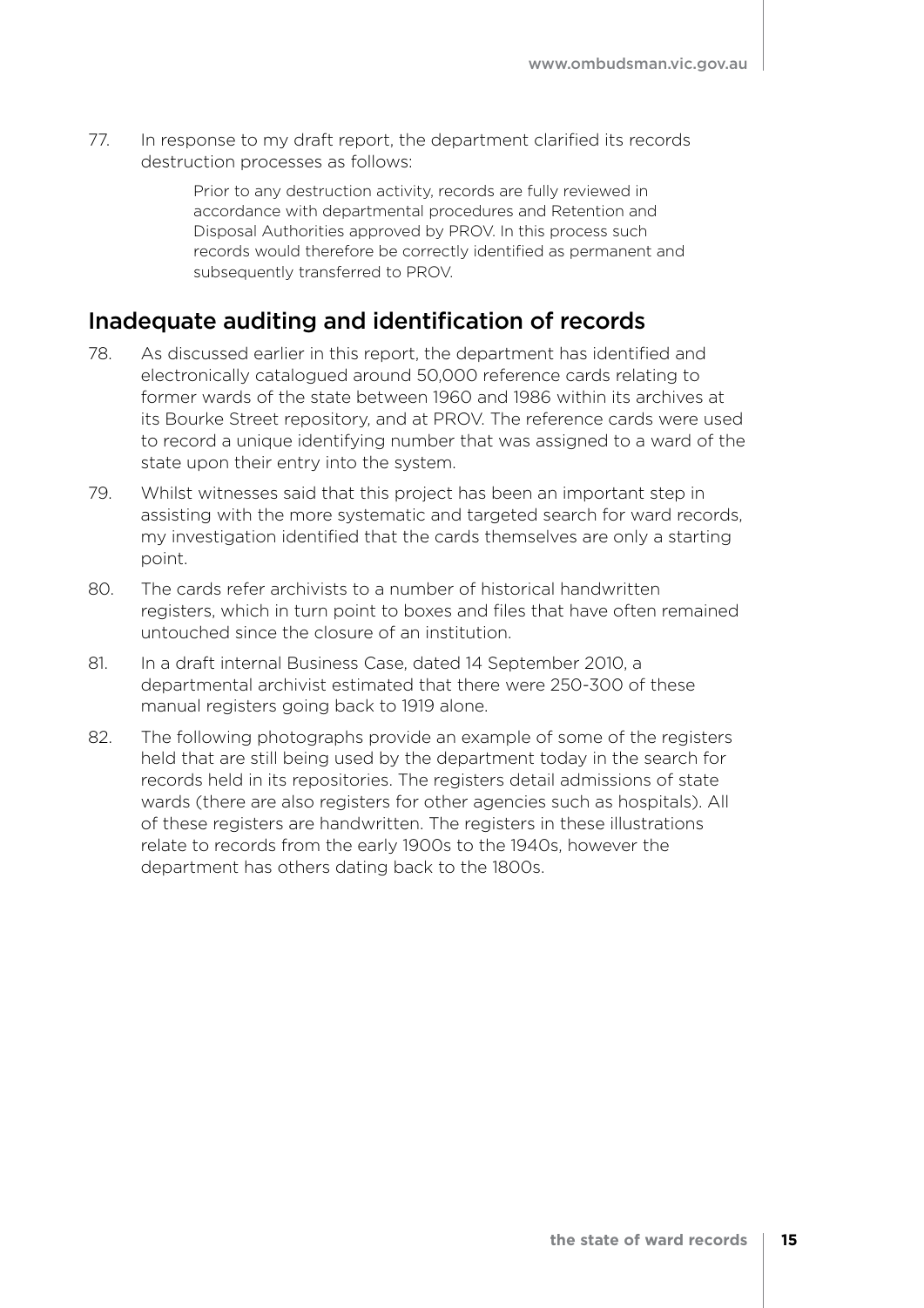77. In response to my draft report, the department clarified its records destruction processes as follows:

> Prior to any destruction activity, records are fully reviewed in accordance with departmental procedures and Retention and Disposal Authorities approved by PROV. In this process such records would therefore be correctly identified as permanent and subsequently transferred to PROV.

## Inadequate auditing and identification of records

78. As discussed earlier in this report, the department has identified and electronically catalogued around 50,000 reference cards relating to former wards of the state between 1960 and 1986 within its archives at its Bourke Street repository, and at PROV. The reference cards were used to record a unique identifying number that was assigned to a ward of the state upon their entry into the system.

79. Whilst witnesses said that this project has been an important step in assisting with the more systematic and targeted search for ward records, my investigation identified that the cards themselves are only a starting point.

80. The cards refer archivists to a number of historical handwritten registers, which in turn point to boxes and files that have often remained untouched since the closure of an institution.

81. In a draft internal Business Case, dated 14 September 2010, a departmental archivist estimated that there were 250-300 of these manual registers going back to 1919 alone.

82. The following photographs provide an example of some of the registers held that are still being used by the department today in the search for records held in its repositories. The registers detail admissions of state wards (there are also registers for other agencies such as hospitals). All of these registers are handwritten. The registers in these illustrations relate to records from the early 1900s to the 1940s, however the department has others dating back to the 1800s.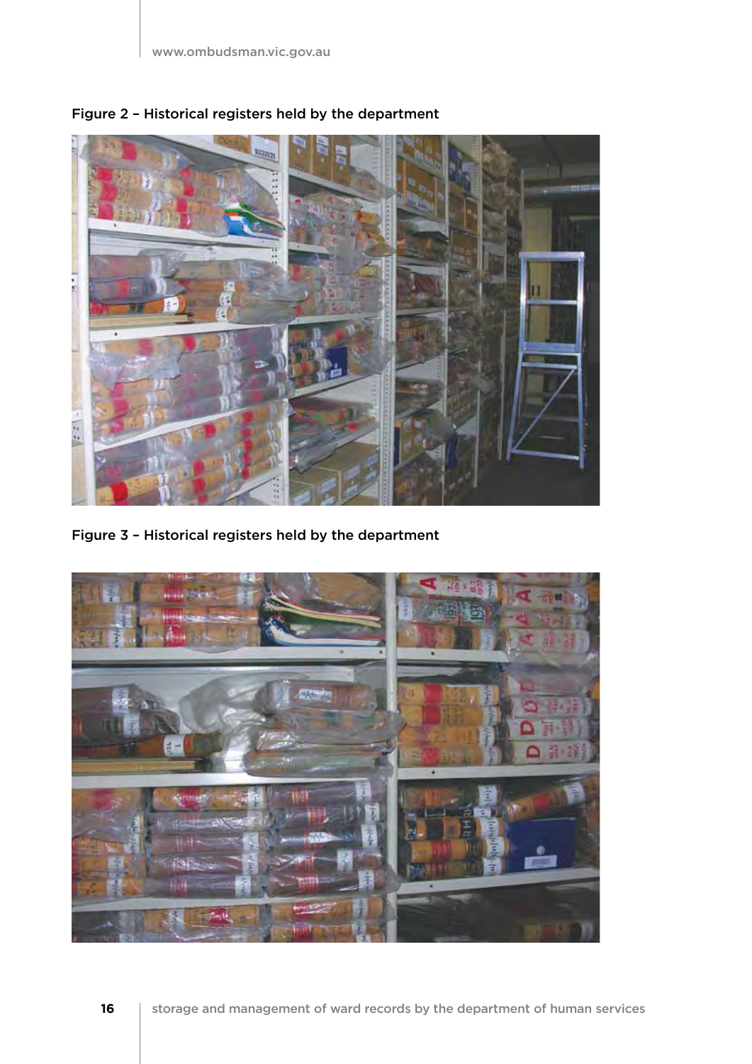Figure 2 – Historical registers held by the department

Figure 3 – Historical registers held by the department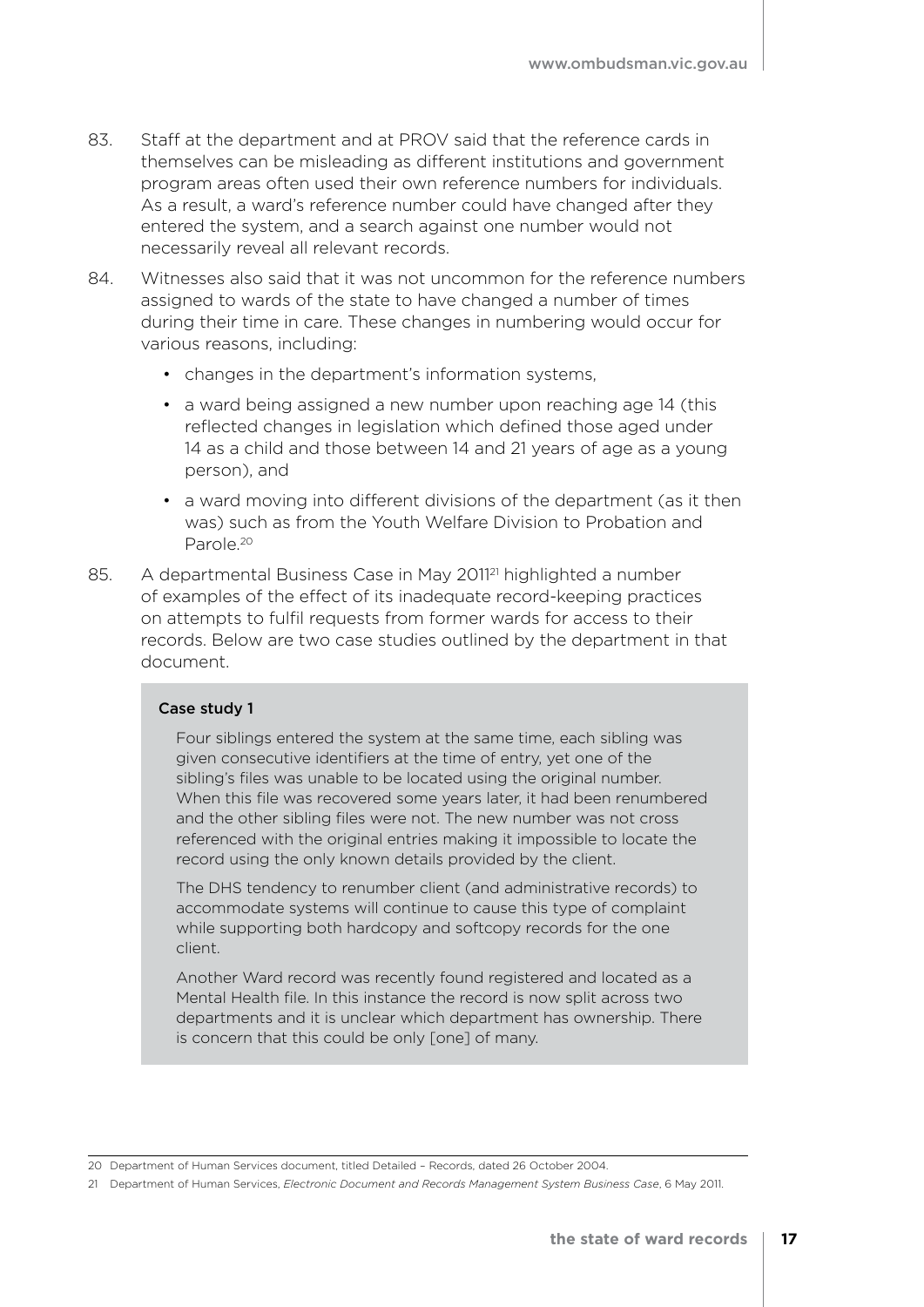83. Staff at the department and at PROV said that the reference cards in themselves can be misleading as different institutions and government program areas often used their own reference numbers for individuals. As a result, a ward's reference number could have changed after they entered the system, and a search against one number would not necessarily reveal all relevant records.

84. Witnesses also said that it was not uncommon for the reference numbers assigned to wards of the state to have changed a number of times during their time in care. These changes in numbering would occur for various reasons, including:

   - changes in the department's information systems,
   - a ward being assigned a new number upon reaching age 14 (this reflected changes in legislation which defined those aged under 14 as a child and those between 14 and 21 years of age as a young person), and
   - a ward moving into different divisions of the department (as it then was) such as from the Youth Welfare Division to Probation and Parole.[20]

85. A departmental Business Case in May 2011[21] highlighted a number of examples of the effect of its inadequate record-keeping practices on attempts to fulfil requests from former wards for access to their records. Below are two case studies outlined by the department in that document.

> **Case study 1**
>
> Four siblings entered the system at the same time, each sibling was given consecutive identifiers at the time of entry, yet one of the sibling's files was unable to be located using the original number. When this file was recovered some years later, it had been renumbered and the other sibling files were not. The new number was not cross referenced with the original entries making it impossible to locate the record using the only known details provided by the client.
>
> The DHS tendency to renumber client (and administrative records) to accommodate systems will continue to cause this type of complaint while supporting both hardcopy and softcopy records for the one client.
>
> Another Ward record was recently found registered and located as a Mental Health file. In this instance the record is now split across two departments and it is unclear which department has ownership. There is concern that this could be only [one] of many.

---

20 Department of Human Services document, titled Detailed – Records, dated 26 October 2004.

21 Department of Human Services, *Electronic Document and Records Management System Business Case*, 6 May 2011.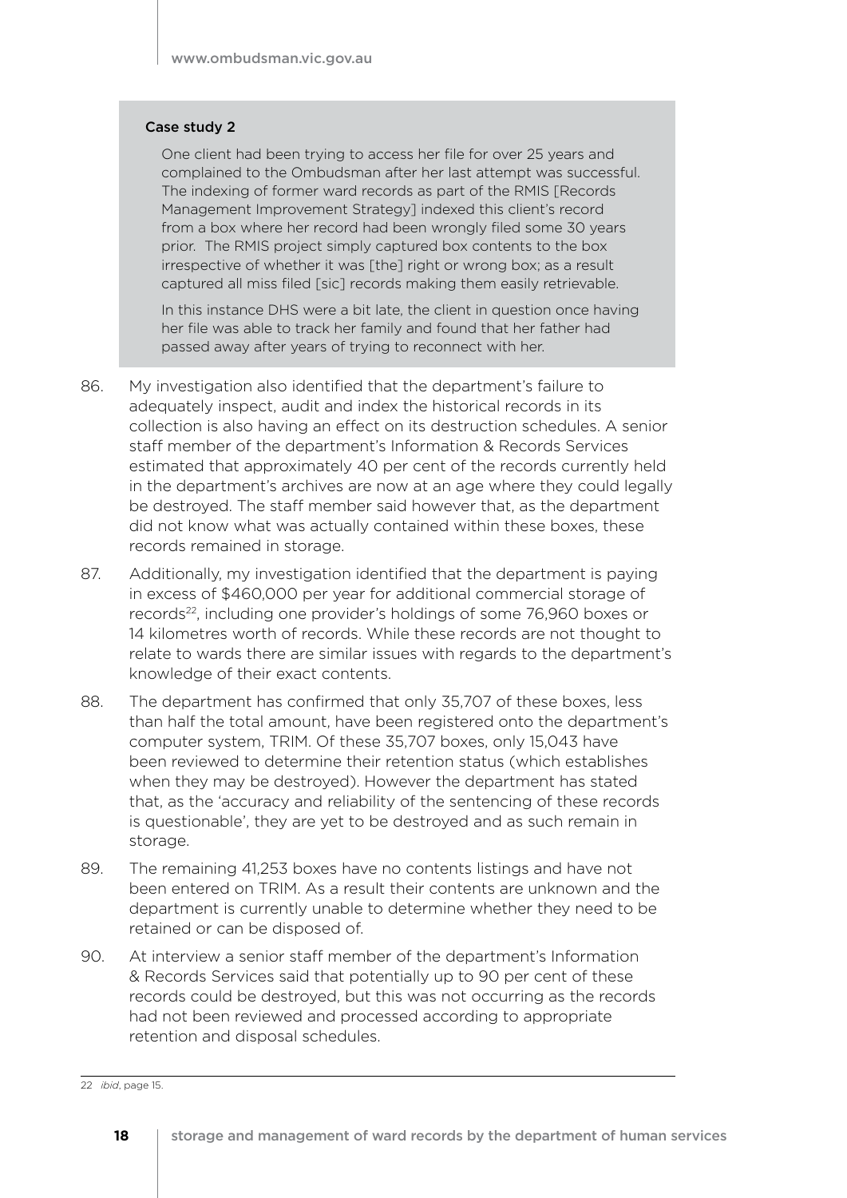**Case study 2**

One client had been trying to access her file for over 25 years and complained to the Ombudsman after her last attempt was successful. The indexing of former ward records as part of the RMIS [Records Management Improvement Strategy] indexed this client's record from a box where her record had been wrongly filed some 30 years prior. The RMIS project simply captured box contents to the box irrespective of whether it was [the] right or wrong box; as a result captured all miss filed [sic] records making them easily retrievable.

In this instance DHS were a bit late, the client in question once having her file was able to track her family and found that her father had passed away after years of trying to reconnect with her.

86. My investigation also identified that the department's failure to adequately inspect, audit and index the historical records in its collection is also having an effect on its destruction schedules. A senior staff member of the department's Information & Records Services estimated that approximately 40 per cent of the records currently held in the department's archives are now at an age where they could legally be destroyed. The staff member said however that, as the department did not know what was actually contained within these boxes, these records remained in storage.

87. Additionally, my investigation identified that the department is paying in excess of $460,000 per year for additional commercial storage of records[22], including one provider's holdings of some 76,960 boxes or 14 kilometres worth of records. While these records are not thought to relate to wards there are similar issues with regards to the department's knowledge of their exact contents.

88. The department has confirmed that only 35,707 of these boxes, less than half the total amount, have been registered onto the department's computer system, TRIM. Of these 35,707 boxes, only 15,043 have been reviewed to determine their retention status (which establishes when they may be destroyed). However the department has stated that, as the 'accuracy and reliability of the sentencing of these records is questionable', they are yet to be destroyed and as such remain in storage.

89. The remaining 41,253 boxes have no contents listings and have not been entered on TRIM. As a result their contents are unknown and the department is currently unable to determine whether they need to be retained or can be disposed of.

90. At interview a senior staff member of the department's Information & Records Services said that potentially up to 90 per cent of these records could be destroyed, but this was not occurring as the records had not been reviewed and processed according to appropriate retention and disposal schedules.

---

22 *ibid*, page 15.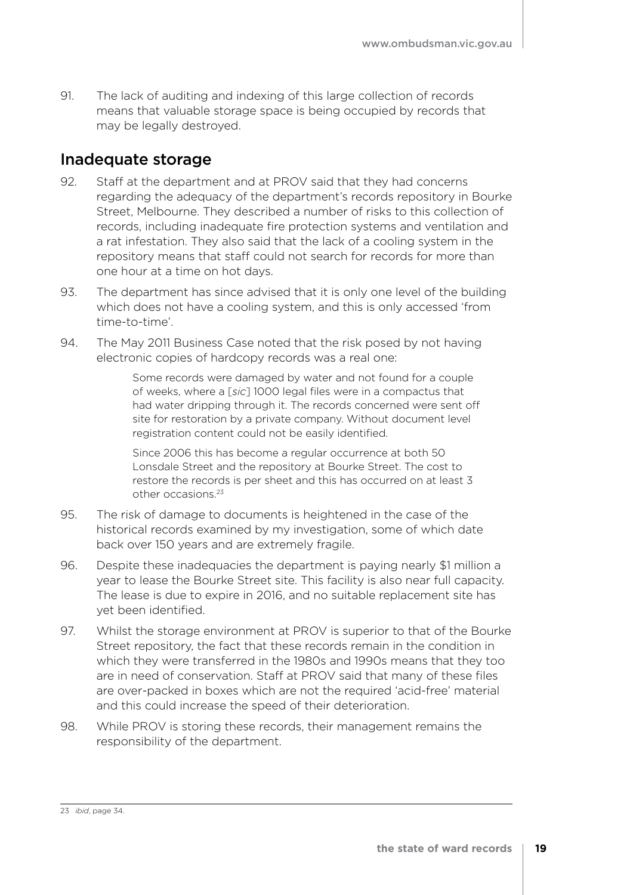91. The lack of auditing and indexing of this large collection of records means that valuable storage space is being occupied by records that may be legally destroyed.

## Inadequate storage

92. Staff at the department and at PROV said that they had concerns regarding the adequacy of the department's records repository in Bourke Street, Melbourne. They described a number of risks to this collection of records, including inadequate fire protection systems and ventilation and a rat infestation. They also said that the lack of a cooling system in the repository means that staff could not search for records for more than one hour at a time on hot days.

93. The department has since advised that it is only one level of the building which does not have a cooling system, and this is only accessed 'from time-to-time'.

94. The May 2011 Business Case noted that the risk posed by not having electronic copies of hardcopy records was a real one:

> Some records were damaged by water and not found for a couple of weeks, where a [*sic*] 1000 legal files were in a compactus that had water dripping through it. The records concerned were sent off site for restoration by a private company. Without document level registration content could not be easily identified.
>
> Since 2006 this has become a regular occurrence at both 50 Lonsdale Street and the repository at Bourke Street. The cost to restore the records is per sheet and this has occurred on at least 3 other occasions.[23]

95. The risk of damage to documents is heightened in the case of the historical records examined by my investigation, some of which date back over 150 years and are extremely fragile.

96. Despite these inadequacies the department is paying nearly $1 million a year to lease the Bourke Street site. This facility is also near full capacity. The lease is due to expire in 2016, and no suitable replacement site has yet been identified.

97. Whilst the storage environment at PROV is superior to that of the Bourke Street repository, the fact that these records remain in the condition in which they were transferred in the 1980s and 1990s means that they too are in need of conservation. Staff at PROV said that many of these files are over-packed in boxes which are not the required 'acid-free' material and this could increase the speed of their deterioration.

98. While PROV is storing these records, their management remains the responsibility of the department.

---

23 *ibid*, page 34.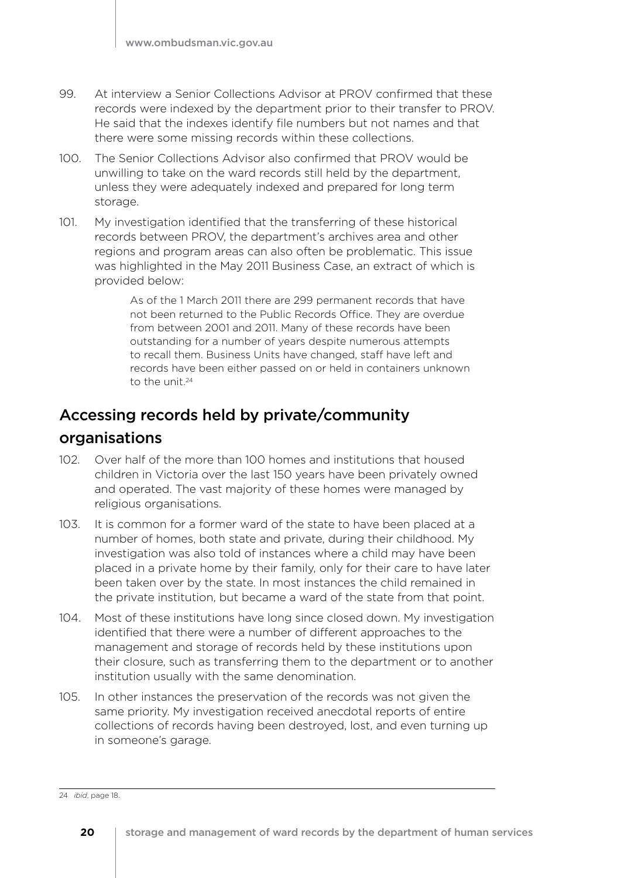99. At interview a Senior Collections Advisor at PROV confirmed that these records were indexed by the department prior to their transfer to PROV. He said that the indexes identify file numbers but not names and that there were some missing records within these collections.

100. The Senior Collections Advisor also confirmed that PROV would be unwilling to take on the ward records still held by the department, unless they were adequately indexed and prepared for long term storage.

101. My investigation identified that the transferring of these historical records between PROV, the department's archives area and other regions and program areas can also often be problematic. This issue was highlighted in the May 2011 Business Case, an extract of which is provided below:

> As of the 1 March 2011 there are 299 permanent records that have not been returned to the Public Records Office. They are overdue from between 2001 and 2011. Many of these records have been outstanding for a number of years despite numerous attempts to recall them. Business Units have changed, staff have left and records have been either passed on or held in containers unknown to the unit.[24]

## Accessing records held by private/community organisations

102. Over half of the more than 100 homes and institutions that housed children in Victoria over the last 150 years have been privately owned and operated. The vast majority of these homes were managed by religious organisations.

103. It is common for a former ward of the state to have been placed at a number of homes, both state and private, during their childhood. My investigation was also told of instances where a child may have been placed in a private home by their family, only for their care to have later been taken over by the state. In most instances the child remained in the private institution, but became a ward of the state from that point.

104. Most of these institutions have long since closed down. My investigation identified that there were a number of different approaches to the management and storage of records held by these institutions upon their closure, such as transferring them to the department or to another institution usually with the same denomination.

105. In other instances the preservation of the records was not given the same priority. My investigation received anecdotal reports of entire collections of records having been destroyed, lost, and even turning up in someone's garage.

---

24 *ibid*, page 18.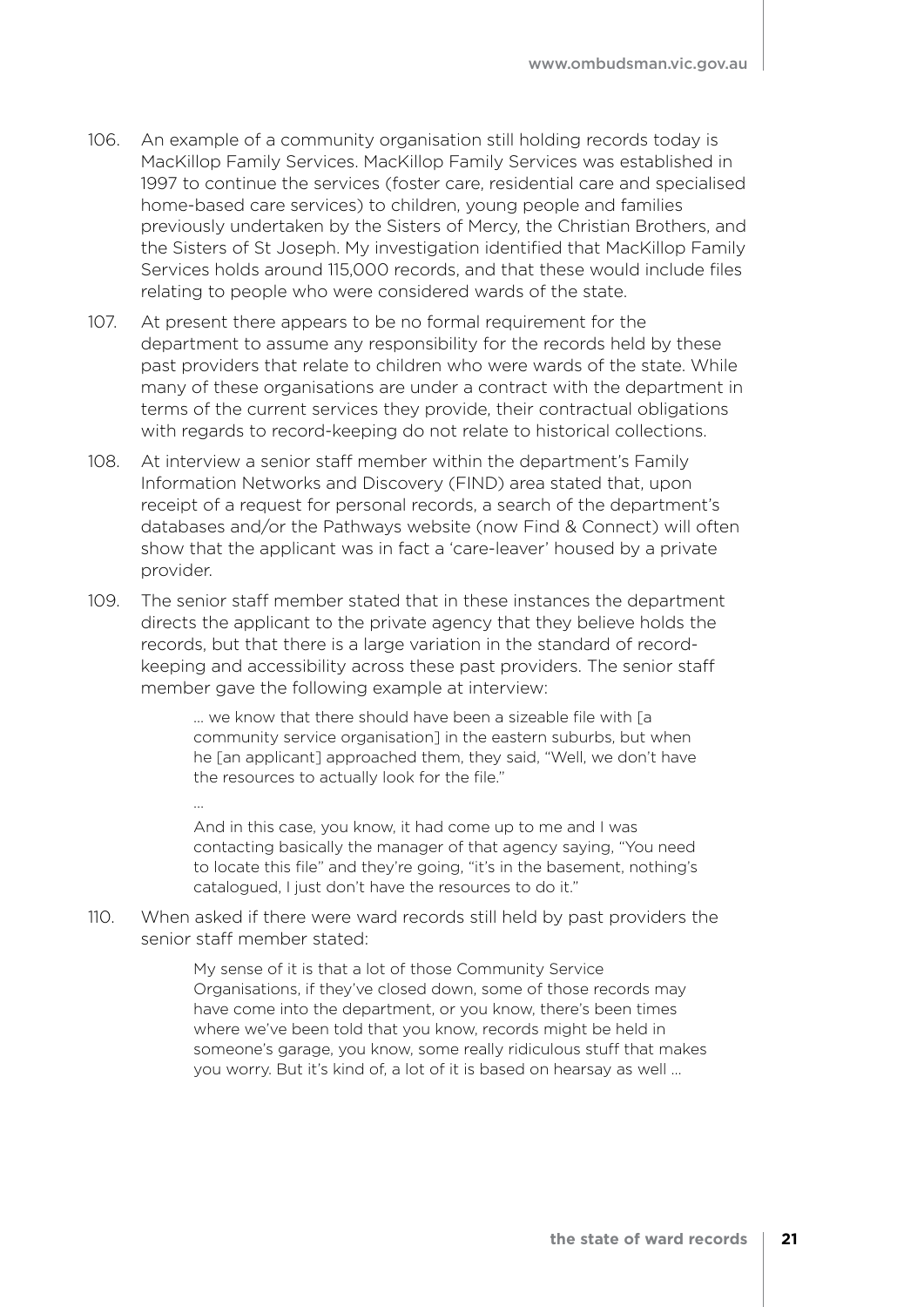106. An example of a community organisation still holding records today is MacKillop Family Services. MacKillop Family Services was established in 1997 to continue the services (foster care, residential care and specialised home-based care services) to children, young people and families previously undertaken by the Sisters of Mercy, the Christian Brothers, and the Sisters of St Joseph. My investigation identified that MacKillop Family Services holds around 115,000 records, and that these would include files relating to people who were considered wards of the state.

107. At present there appears to be no formal requirement for the department to assume any responsibility for the records held by these past providers that relate to children who were wards of the state. While many of these organisations are under a contract with the department in terms of the current services they provide, their contractual obligations with regards to record-keeping do not relate to historical collections.

108. At interview a senior staff member within the department's Family Information Networks and Discovery (FIND) area stated that, upon receipt of a request for personal records, a search of the department's databases and/or the Pathways website (now Find & Connect) will often show that the applicant was in fact a 'care-leaver' housed by a private provider.

109. The senior staff member stated that in these instances the department directs the applicant to the private agency that they believe holds the records, but that there is a large variation in the standard of record-keeping and accessibility across these past providers. The senior staff member gave the following example at interview:

> … we know that there should have been a sizeable file with [a community service organisation] in the eastern suburbs, but when he [an applicant] approached them, they said, "Well, we don't have the resources to actually look for the file."
>
> …
>
> And in this case, you know, it had come up to me and I was contacting basically the manager of that agency saying, "You need to locate this file" and they're going, "it's in the basement, nothing's catalogued, I just don't have the resources to do it."

110. When asked if there were ward records still held by past providers the senior staff member stated:

> My sense of it is that a lot of those Community Service Organisations, if they've closed down, some of those records may have come into the department, or you know, there's been times where we've been told that you know, records might be held in someone's garage, you know, some really ridiculous stuff that makes you worry. But it's kind of, a lot of it is based on hearsay as well …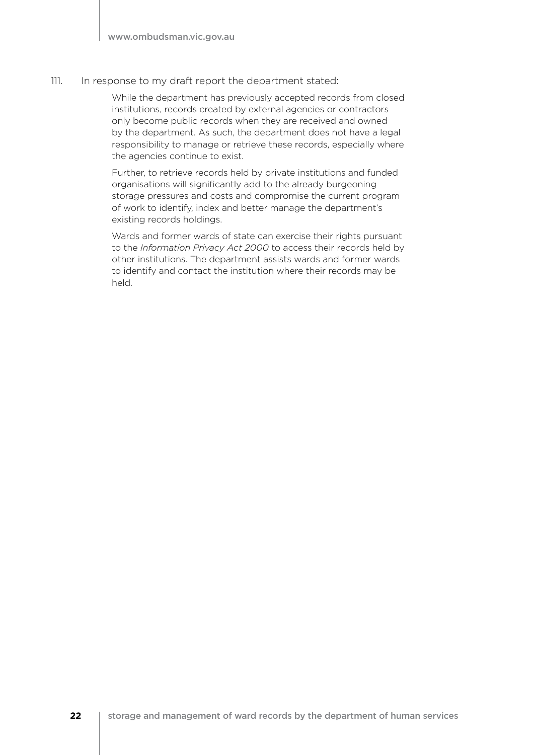111. In response to my draft report the department stated:

> While the department has previously accepted records from closed institutions, records created by external agencies or contractors only become public records when they are received and owned by the department. As such, the department does not have a legal responsibility to manage or retrieve these records, especially where the agencies continue to exist.
>
> Further, to retrieve records held by private institutions and funded organisations will significantly add to the already burgeoning storage pressures and costs and compromise the current program of work to identify, index and better manage the department's existing records holdings.
>
> Wards and former wards of state can exercise their rights pursuant to the *Information Privacy Act 2000* to access their records held by other institutions. The department assists wards and former wards to identify and contact the institution where their records may be held.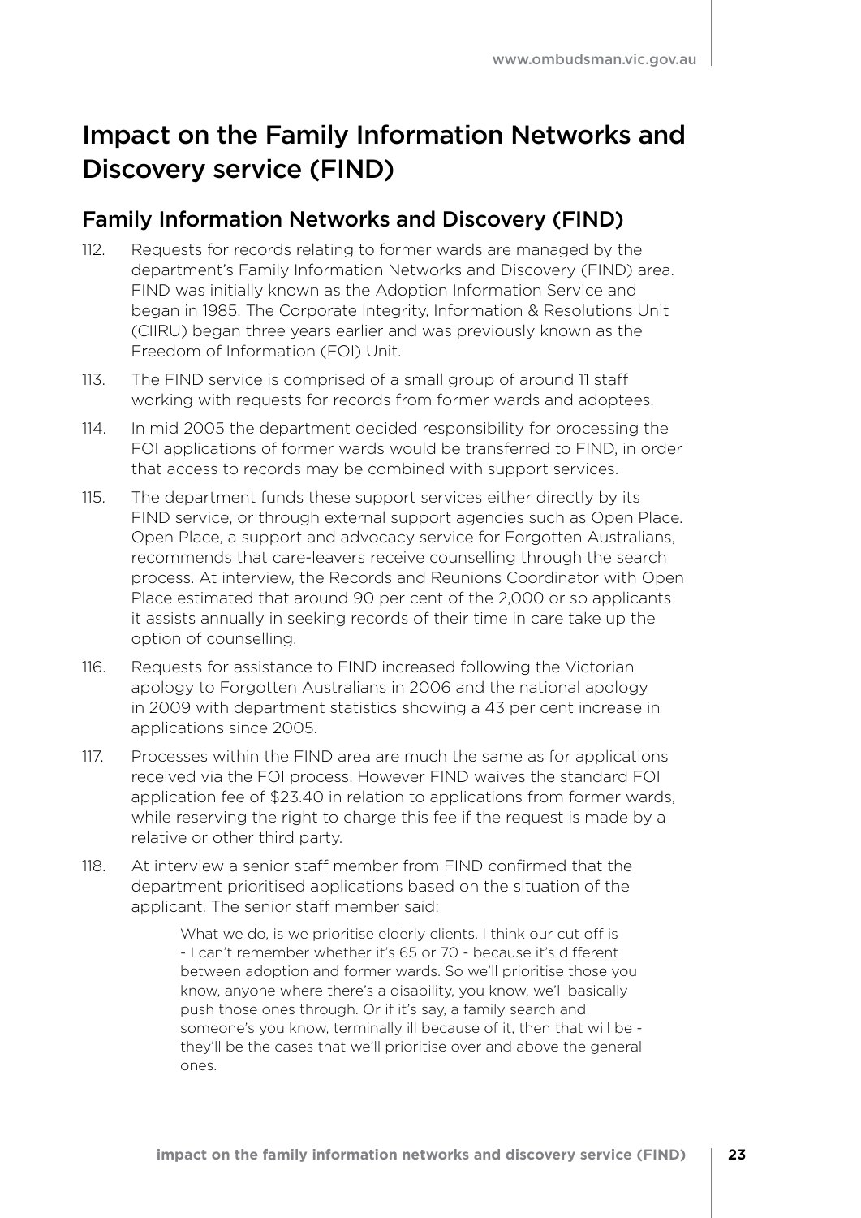# Impact on the Family Information Networks and Discovery service (FIND)

## Family Information Networks and Discovery (FIND)

112. Requests for records relating to former wards are managed by the department's Family Information Networks and Discovery (FIND) area. FIND was initially known as the Adoption Information Service and began in 1985. The Corporate Integrity, Information & Resolutions Unit (CIIRU) began three years earlier and was previously known as the Freedom of Information (FOI) Unit.

113. The FIND service is comprised of a small group of around 11 staff working with requests for records from former wards and adoptees.

114. In mid 2005 the department decided responsibility for processing the FOI applications of former wards would be transferred to FIND, in order that access to records may be combined with support services.

115. The department funds these support services either directly by its FIND service, or through external support agencies such as Open Place. Open Place, a support and advocacy service for Forgotten Australians, recommends that care-leavers receive counselling through the search process. At interview, the Records and Reunions Coordinator with Open Place estimated that around 90 per cent of the 2,000 or so applicants it assists annually in seeking records of their time in care take up the option of counselling.

116. Requests for assistance to FIND increased following the Victorian apology to Forgotten Australians in 2006 and the national apology in 2009 with department statistics showing a 43 per cent increase in applications since 2005.

117. Processes within the FIND area are much the same as for applications received via the FOI process. However FIND waives the standard FOI application fee of $23.40 in relation to applications from former wards, while reserving the right to charge this fee if the request is made by a relative or other third party.

118. At interview a senior staff member from FIND confirmed that the department prioritised applications based on the situation of the applicant. The senior staff member said:

> What we do, is we prioritise elderly clients. I think our cut off is - I can't remember whether it's 65 or 70 - because it's different between adoption and former wards. So we'll prioritise those you know, anyone where there's a disability, you know, we'll basically push those ones through. Or if it's say, a family search and someone's you know, terminally ill because of it, then that will be - they'll be the cases that we'll prioritise over and above the general ones.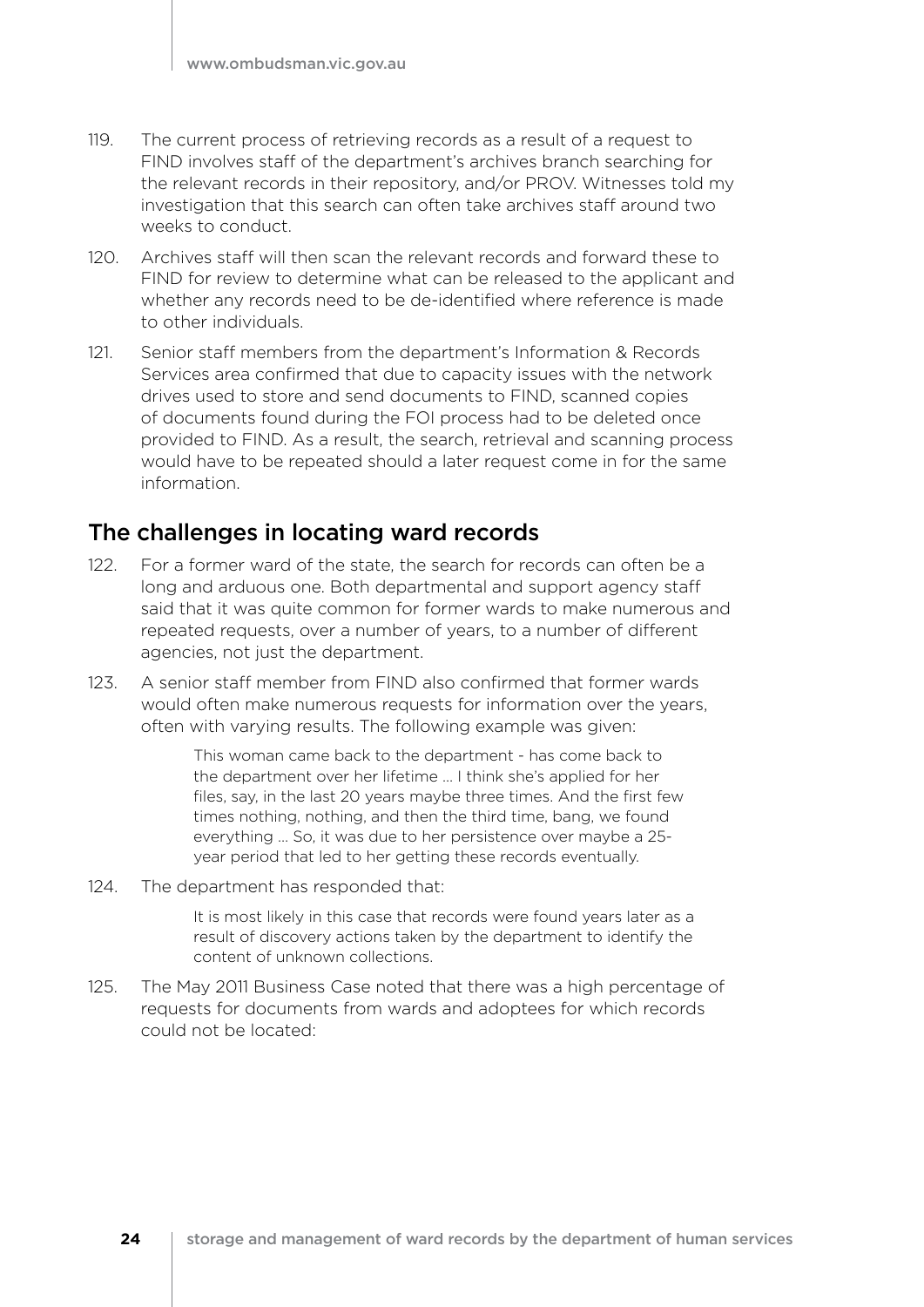119. The current process of retrieving records as a result of a request to FIND involves staff of the department's archives branch searching for the relevant records in their repository, and/or PROV. Witnesses told my investigation that this search can often take archives staff around two weeks to conduct.

120. Archives staff will then scan the relevant records and forward these to FIND for review to determine what can be released to the applicant and whether any records need to be de-identified where reference is made to other individuals.

121. Senior staff members from the department's Information & Records Services area confirmed that due to capacity issues with the network drives used to store and send documents to FIND, scanned copies of documents found during the FOI process had to be deleted once provided to FIND. As a result, the search, retrieval and scanning process would have to be repeated should a later request come in for the same information.

## The challenges in locating ward records

122. For a former ward of the state, the search for records can often be a long and arduous one. Both departmental and support agency staff said that it was quite common for former wards to make numerous and repeated requests, over a number of years, to a number of different agencies, not just the department.

123. A senior staff member from FIND also confirmed that former wards would often make numerous requests for information over the years, often with varying results. The following example was given:

> This woman came back to the department - has come back to the department over her lifetime … I think she's applied for her files, say, in the last 20 years maybe three times. And the first few times nothing, nothing, and then the third time, bang, we found everything … So, it was due to her persistence over maybe a 25-year period that led to her getting these records eventually.

124. The department has responded that:

> It is most likely in this case that records were found years later as a result of discovery actions taken by the department to identify the content of unknown collections.

125. The May 2011 Business Case noted that there was a high percentage of requests for documents from wards and adoptees for which records could not be located: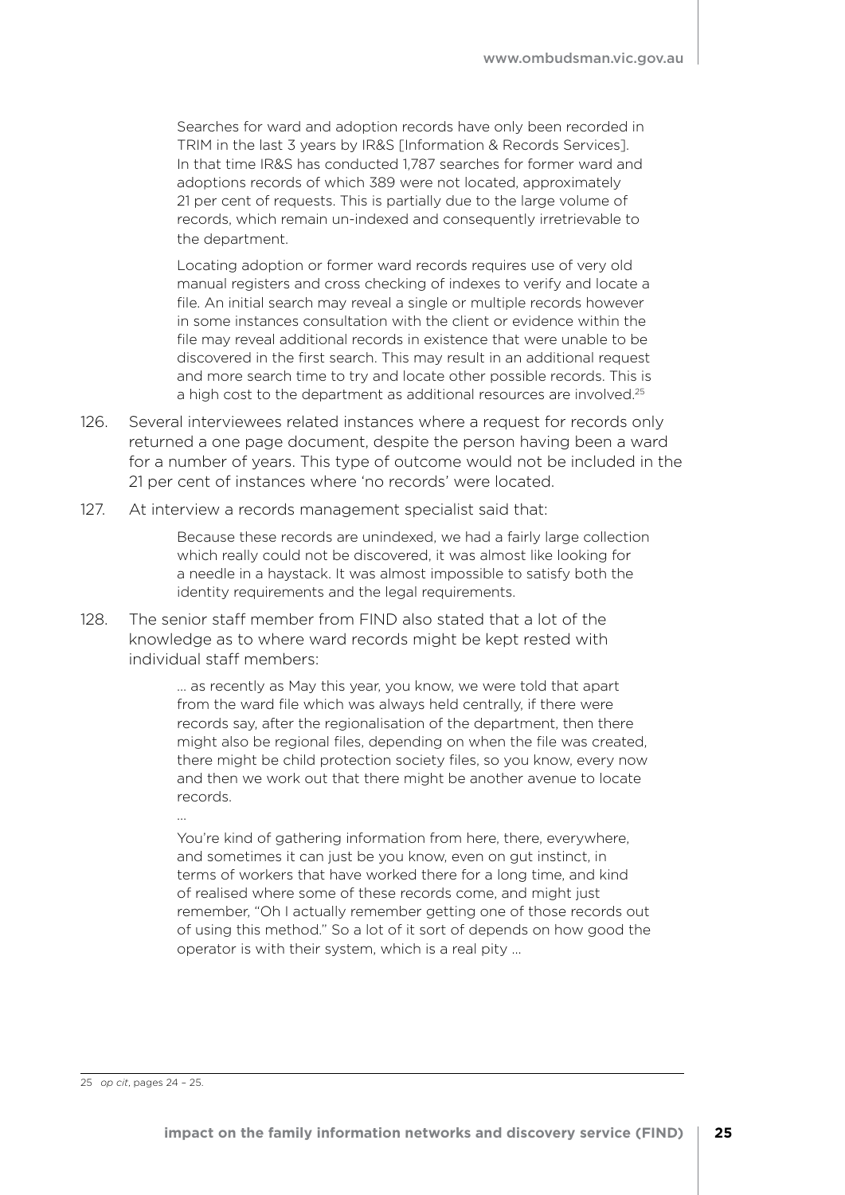> Searches for ward and adoption records have only been recorded in TRIM in the last 3 years by IR&S [Information & Records Services]. In that time IR&S has conducted 1,787 searches for former ward and adoptions records of which 389 were not located, approximately 21 per cent of requests. This is partially due to the large volume of records, which remain un-indexed and consequently irretrievable to the department.
>
> Locating adoption or former ward records requires use of very old manual registers and cross checking of indexes to verify and locate a file. An initial search may reveal a single or multiple records however in some instances consultation with the client or evidence within the file may reveal additional records in existence that were unable to be discovered in the first search. This may result in an additional request and more search time to try and locate other possible records. This is a high cost to the department as additional resources are involved.[25]

126. Several interviewees related instances where a request for records only returned a one page document, despite the person having been a ward for a number of years. This type of outcome would not be included in the 21 per cent of instances where 'no records' were located.

127. At interview a records management specialist said that:

> Because these records are unindexed, we had a fairly large collection which really could not be discovered, it was almost like looking for a needle in a haystack. It was almost impossible to satisfy both the identity requirements and the legal requirements.

128. The senior staff member from FIND also stated that a lot of the knowledge as to where ward records might be kept rested with individual staff members:

> … as recently as May this year, you know, we were told that apart from the ward file which was always held centrally, if there were records say, after the regionalisation of the department, then there might also be regional files, depending on when the file was created, there might be child protection society files, so you know, every now and then we work out that there might be another avenue to locate records.
>
> …
>
> You're kind of gathering information from here, there, everywhere, and sometimes it can just be you know, even on gut instinct, in terms of workers that have worked there for a long time, and kind of realised where some of these records come, and might just remember, "Oh I actually remember getting one of those records out of using this method." So a lot of it sort of depends on how good the operator is with their system, which is a real pity …

---

25 *op cit*, pages 24 – 25.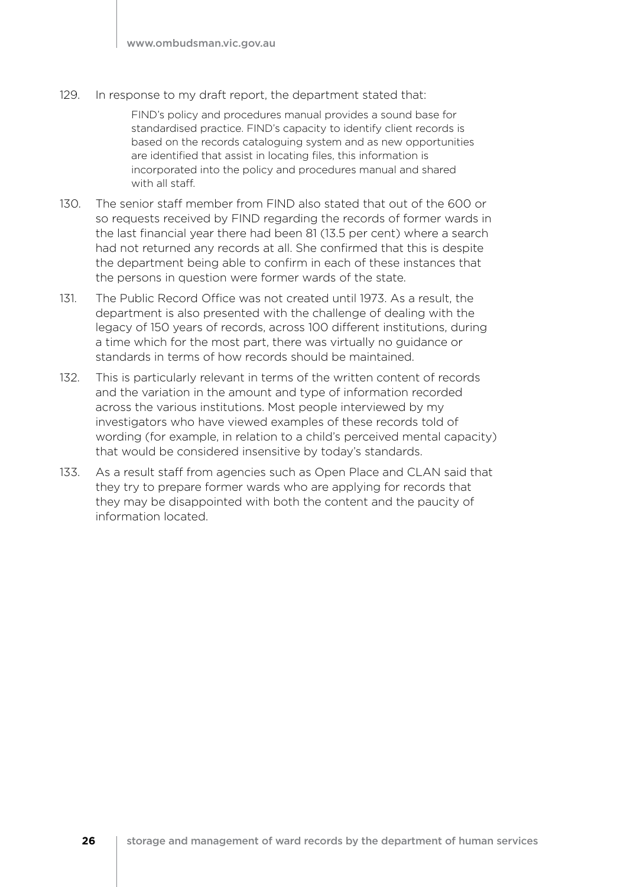129. In response to my draft report, the department stated that:

> FIND's policy and procedures manual provides a sound base for standardised practice. FIND's capacity to identify client records is based on the records cataloguing system and as new opportunities are identified that assist in locating files, this information is incorporated into the policy and procedures manual and shared with all staff.

130. The senior staff member from FIND also stated that out of the 600 or so requests received by FIND regarding the records of former wards in the last financial year there had been 81 (13.5 per cent) where a search had not returned any records at all. She confirmed that this is despite the department being able to confirm in each of these instances that the persons in question were former wards of the state.

131. The Public Record Office was not created until 1973. As a result, the department is also presented with the challenge of dealing with the legacy of 150 years of records, across 100 different institutions, during a time which for the most part, there was virtually no guidance or standards in terms of how records should be maintained.

132. This is particularly relevant in terms of the written content of records and the variation in the amount and type of information recorded across the various institutions. Most people interviewed by my investigators who have viewed examples of these records told of wording (for example, in relation to a child's perceived mental capacity) that would be considered insensitive by today's standards.

133. As a result staff from agencies such as Open Place and CLAN said that they try to prepare former wards who are applying for records that they may be disappointed with both the content and the paucity of information located.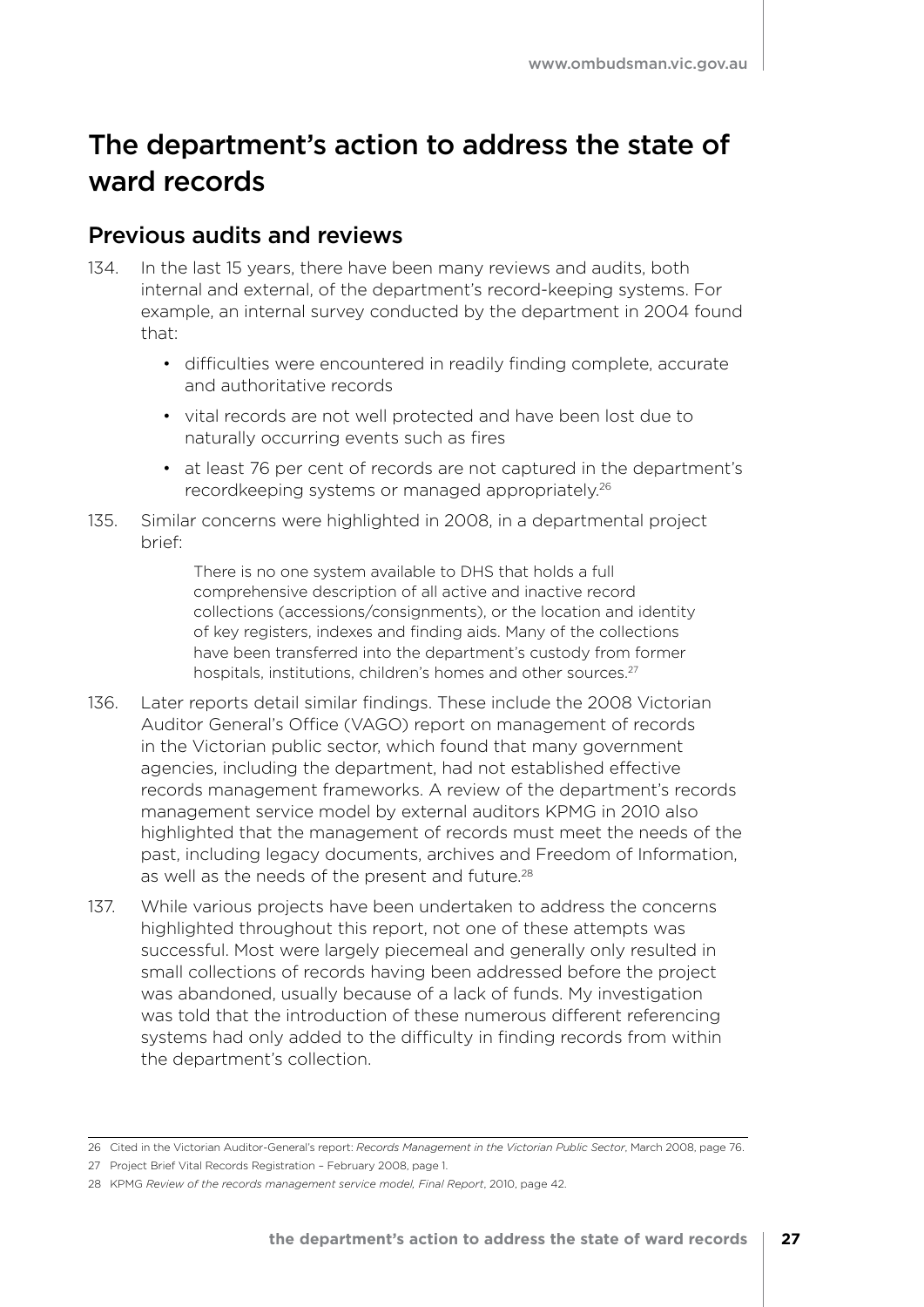# The department's action to address the state of ward records

## Previous audits and reviews

134. In the last 15 years, there have been many reviews and audits, both internal and external, of the department's record-keeping systems. For example, an internal survey conducted by the department in 2004 found that:

    - difficulties were encountered in readily finding complete, accurate and authoritative records
    - vital records are not well protected and have been lost due to naturally occurring events such as fires
    - at least 76 per cent of records are not captured in the department's recordkeeping systems or managed appropriately.[26]

135. Similar concerns were highlighted in 2008, in a departmental project brief:

    > There is no one system available to DHS that holds a full comprehensive description of all active and inactive record collections (accessions/consignments), or the location and identity of key registers, indexes and finding aids. Many of the collections have been transferred into the department's custody from former hospitals, institutions, children's homes and other sources.[27]

136. Later reports detail similar findings. These include the 2008 Victorian Auditor General's Office (VAGO) report on management of records in the Victorian public sector, which found that many government agencies, including the department, had not established effective records management frameworks. A review of the department's records management service model by external auditors KPMG in 2010 also highlighted that the management of records must meet the needs of the past, including legacy documents, archives and Freedom of Information, as well as the needs of the present and future.[28]

137. While various projects have been undertaken to address the concerns highlighted throughout this report, not one of these attempts was successful. Most were largely piecemeal and generally only resulted in small collections of records having been addressed before the project was abandoned, usually because of a lack of funds. My investigation was told that the introduction of these numerous different referencing systems had only added to the difficulty in finding records from within the department's collection.

---

26 Cited in the Victorian Auditor-General's report: *Records Management in the Victorian Public Sector*, March 2008, page 76.

27 Project Brief Vital Records Registration – February 2008, page 1.

28 KPMG *Review of the records management service model, Final Report*, 2010, page 42.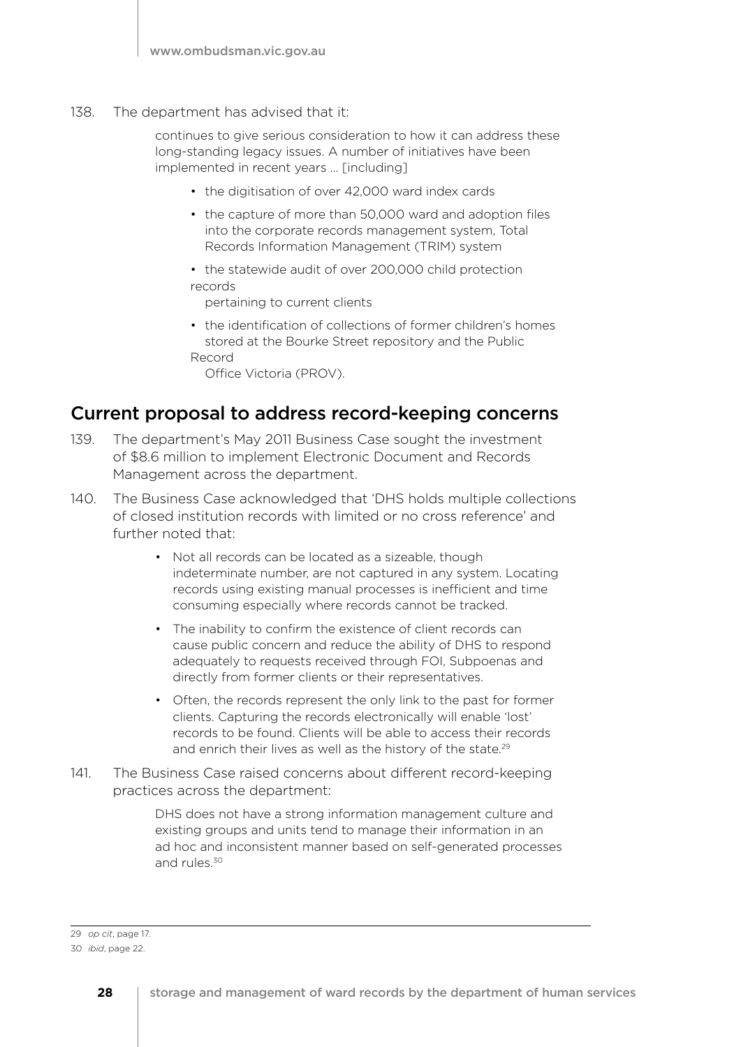138. The department has advised that it:

> continues to give serious consideration to how it can address these long-standing legacy issues. A number of initiatives have been implemented in recent years … [including]
>
> - the digitisation of over 42,000 ward index cards
> - the capture of more than 50,000 ward and adoption files into the corporate records management system, Total Records Information Management (TRIM) system
> - the statewide audit of over 200,000 child protection records pertaining to current clients
> - the identification of collections of former children's homes stored at the Bourke Street repository and the Public Record Office Victoria (PROV).

## Current proposal to address record-keeping concerns

139. The department's May 2011 Business Case sought the investment of $8.6 million to implement Electronic Document and Records Management across the department.

140. The Business Case acknowledged that 'DHS holds multiple collections of closed institution records with limited or no cross reference' and further noted that:

> - Not all records can be located as a sizeable, though indeterminate number, are not captured in any system. Locating records using existing manual processes is inefficient and time consuming especially where records cannot be tracked.
> - The inability to confirm the existence of client records can cause public concern and reduce the ability of DHS to respond adequately to requests received through FOI, Subpoenas and directly from former clients or their representatives.
> - Often, the records represent the only link to the past for former clients. Capturing the records electronically will enable 'lost' records to be found. Clients will be able to access their records and enrich their lives as well as the history of the state.[29]

141. The Business Case raised concerns about different record-keeping practices across the department:

> DHS does not have a strong information management culture and existing groups and units tend to manage their information in an ad hoc and inconsistent manner based on self-generated processes and rules.[30]

---

29 *op cit*, page 17.

30 *ibid*, page 22.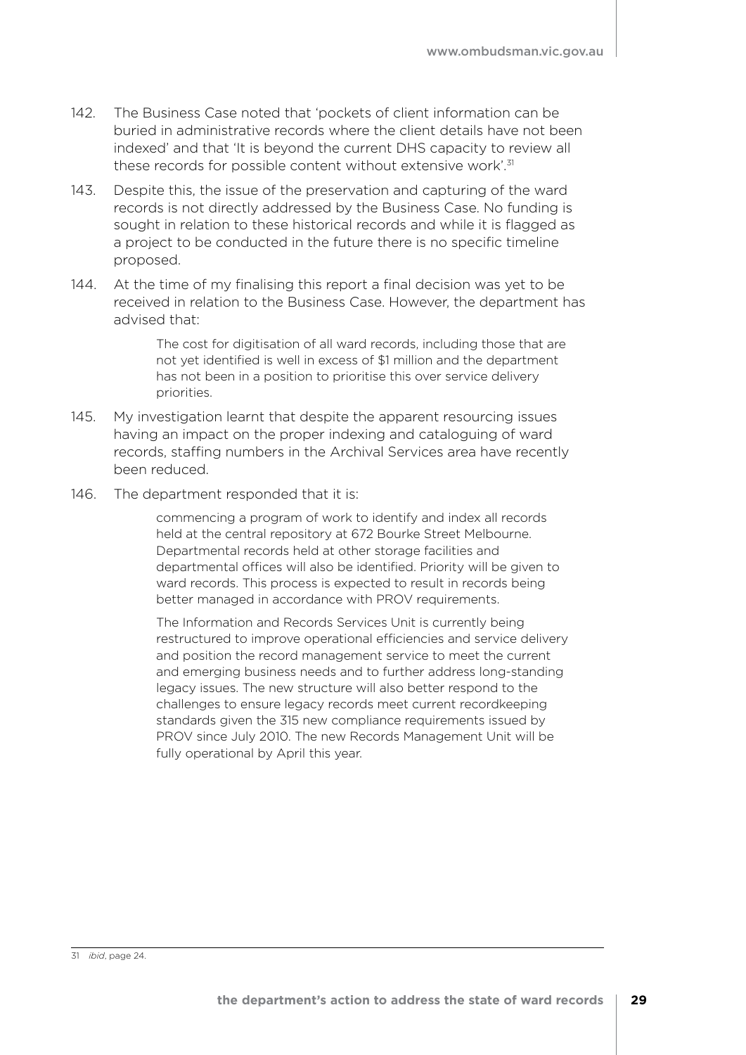142. The Business Case noted that 'pockets of client information can be buried in administrative records where the client details have not been indexed' and that 'It is beyond the current DHS capacity to review all these records for possible content without extensive work'.[31]

143. Despite this, the issue of the preservation and capturing of the ward records is not directly addressed by the Business Case. No funding is sought in relation to these historical records and while it is flagged as a project to be conducted in the future there is no specific timeline proposed.

144. At the time of my finalising this report a final decision was yet to be received in relation to the Business Case. However, the department has advised that:

> The cost for digitisation of all ward records, including those that are not yet identified is well in excess of $1 million and the department has not been in a position to prioritise this over service delivery priorities.

145. My investigation learnt that despite the apparent resourcing issues having an impact on the proper indexing and cataloguing of ward records, staffing numbers in the Archival Services area have recently been reduced.

146. The department responded that it is:

> commencing a program of work to identify and index all records held at the central repository at 672 Bourke Street Melbourne. Departmental records held at other storage facilities and departmental offices will also be identified. Priority will be given to ward records. This process is expected to result in records being better managed in accordance with PROV requirements.
>
> The Information and Records Services Unit is currently being restructured to improve operational efficiencies and service delivery and position the record management service to meet the current and emerging business needs and to further address long-standing legacy issues. The new structure will also better respond to the challenges to ensure legacy records meet current recordkeeping standards given the 315 new compliance requirements issued by PROV since July 2010. The new Records Management Unit will be fully operational by April this year.

---

31 *ibid*, page 24.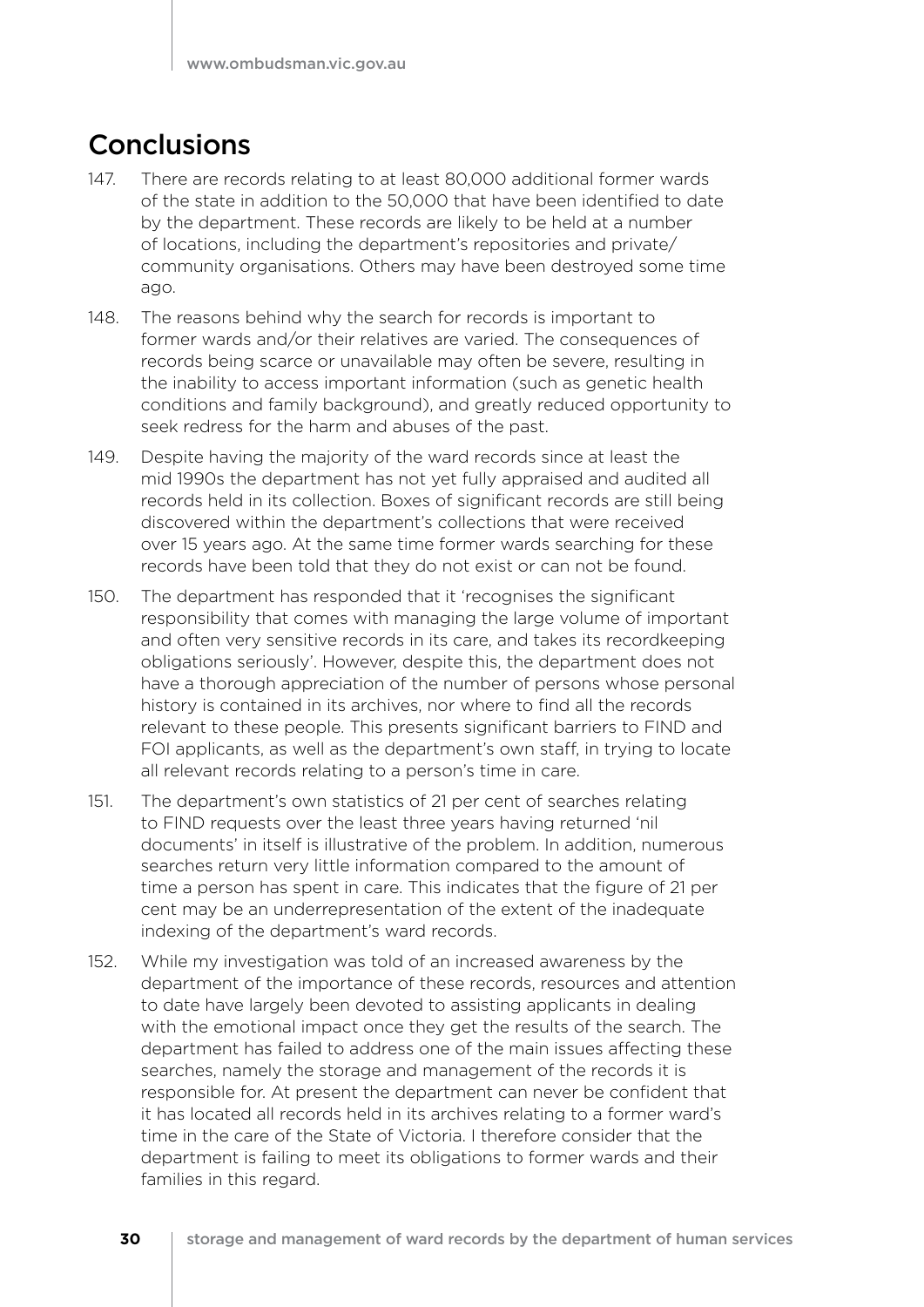## Conclusions

147. There are records relating to at least 80,000 additional former wards of the state in addition to the 50,000 that have been identified to date by the department. These records are likely to be held at a number of locations, including the department's repositories and private/community organisations. Others may have been destroyed some time ago.

148. The reasons behind why the search for records is important to former wards and/or their relatives are varied. The consequences of records being scarce or unavailable may often be severe, resulting in the inability to access important information (such as genetic health conditions and family background), and greatly reduced opportunity to seek redress for the harm and abuses of the past.

149. Despite having the majority of the ward records since at least the mid 1990s the department has not yet fully appraised and audited all records held in its collection. Boxes of significant records are still being discovered within the department's collections that were received over 15 years ago. At the same time former wards searching for these records have been told that they do not exist or can not be found.

150. The department has responded that it 'recognises the significant responsibility that comes with managing the large volume of important and often very sensitive records in its care, and takes its recordkeeping obligations seriously'. However, despite this, the department does not have a thorough appreciation of the number of persons whose personal history is contained in its archives, nor where to find all the records relevant to these people. This presents significant barriers to FIND and FOI applicants, as well as the department's own staff, in trying to locate all relevant records relating to a person's time in care.

151. The department's own statistics of 21 per cent of searches relating to FIND requests over the least three years having returned 'nil documents' in itself is illustrative of the problem. In addition, numerous searches return very little information compared to the amount of time a person has spent in care. This indicates that the figure of 21 per cent may be an underrepresentation of the extent of the inadequate indexing of the department's ward records.

152. While my investigation was told of an increased awareness by the department of the importance of these records, resources and attention to date have largely been devoted to assisting applicants in dealing with the emotional impact once they get the results of the search. The department has failed to address one of the main issues affecting these searches, namely the storage and management of the records it is responsible for. At present the department can never be confident that it has located all records held in its archives relating to a former ward's time in the care of the State of Victoria. I therefore consider that the department is failing to meet its obligations to former wards and their families in this regard.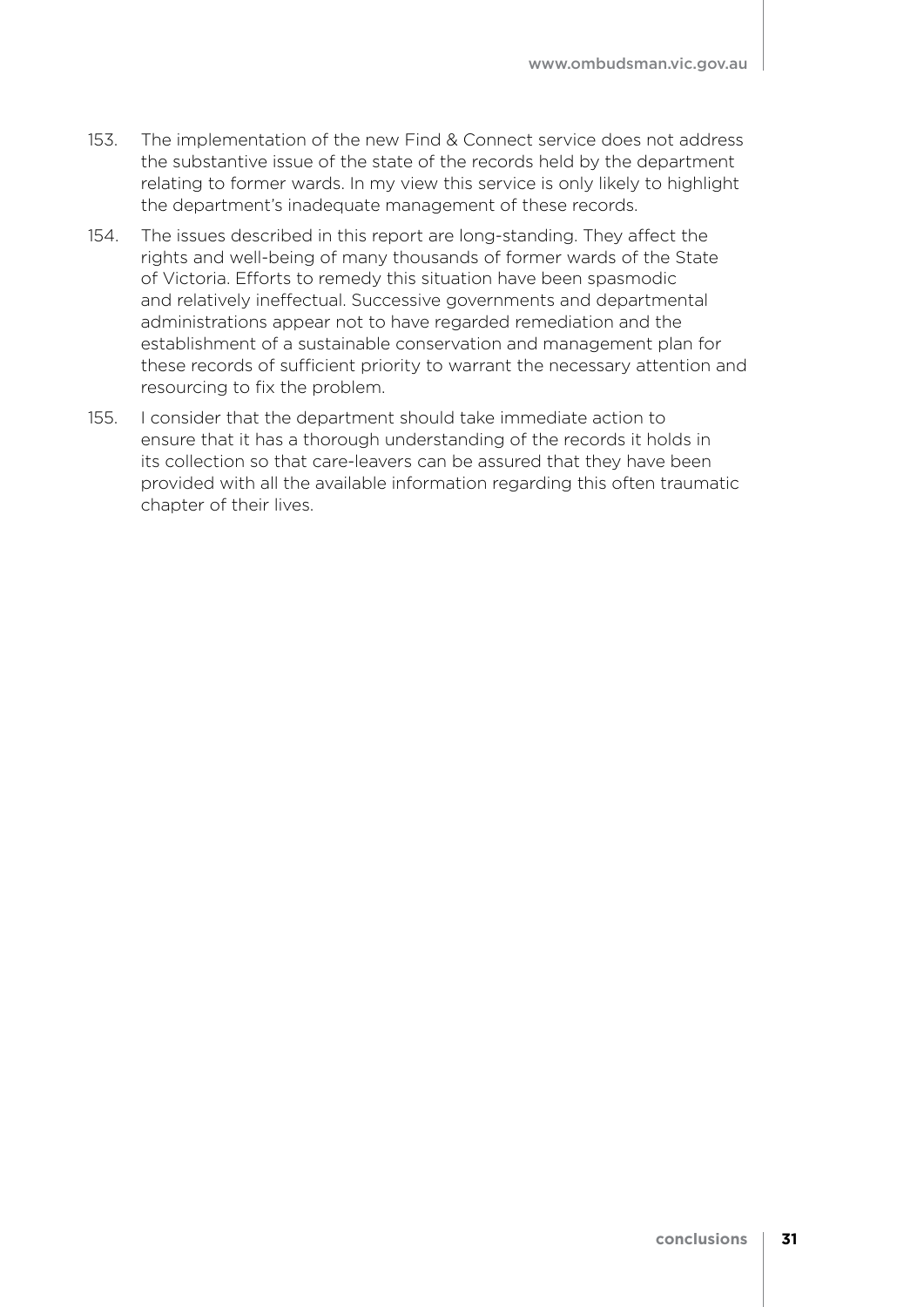153. The implementation of the new Find & Connect service does not address the substantive issue of the state of the records held by the department relating to former wards. In my view this service is only likely to highlight the department's inadequate management of these records.

154. The issues described in this report are long-standing. They affect the rights and well-being of many thousands of former wards of the State of Victoria. Efforts to remedy this situation have been spasmodic and relatively ineffectual. Successive governments and departmental administrations appear not to have regarded remediation and the establishment of a sustainable conservation and management plan for these records of sufficient priority to warrant the necessary attention and resourcing to fix the problem.

155. I consider that the department should take immediate action to ensure that it has a thorough understanding of the records it holds in its collection so that care-leavers can be assured that they have been provided with all the available information regarding this often traumatic chapter of their lives.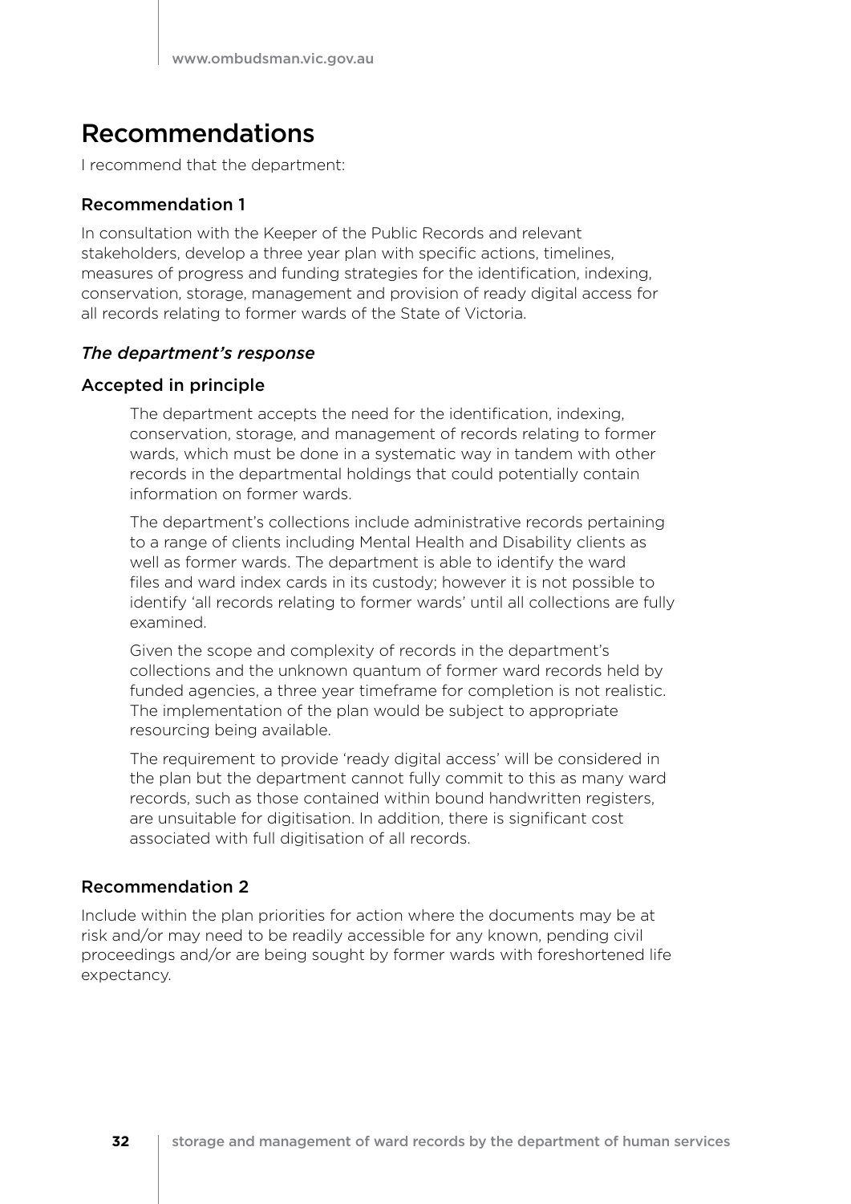## Recommendations

I recommend that the department:

### Recommendation 1

In consultation with the Keeper of the Public Records and relevant stakeholders, develop a three year plan with specific actions, timelines, measures of progress and funding strategies for the identification, indexing, conservation, storage, management and provision of ready digital access for all records relating to former wards of the State of Victoria.

### *The department's response*

### Accepted in principle

> The department accepts the need for the identification, indexing, conservation, storage, and management of records relating to former wards, which must be done in a systematic way in tandem with other records in the departmental holdings that could potentially contain information on former wards.
>
> The department's collections include administrative records pertaining to a range of clients including Mental Health and Disability clients as well as former wards. The department is able to identify the ward files and ward index cards in its custody; however it is not possible to identify 'all records relating to former wards' until all collections are fully examined.
>
> Given the scope and complexity of records in the department's collections and the unknown quantum of former ward records held by funded agencies, a three year timeframe for completion is not realistic. The implementation of the plan would be subject to appropriate resourcing being available.
>
> The requirement to provide 'ready digital access' will be considered in the plan but the department cannot fully commit to this as many ward records, such as those contained within bound handwritten registers, are unsuitable for digitisation. In addition, there is significant cost associated with full digitisation of all records.

### Recommendation 2

Include within the plan priorities for action where the documents may be at risk and/or may need to be readily accessible for any known, pending civil proceedings and/or are being sought by former wards with foreshortened life expectancy.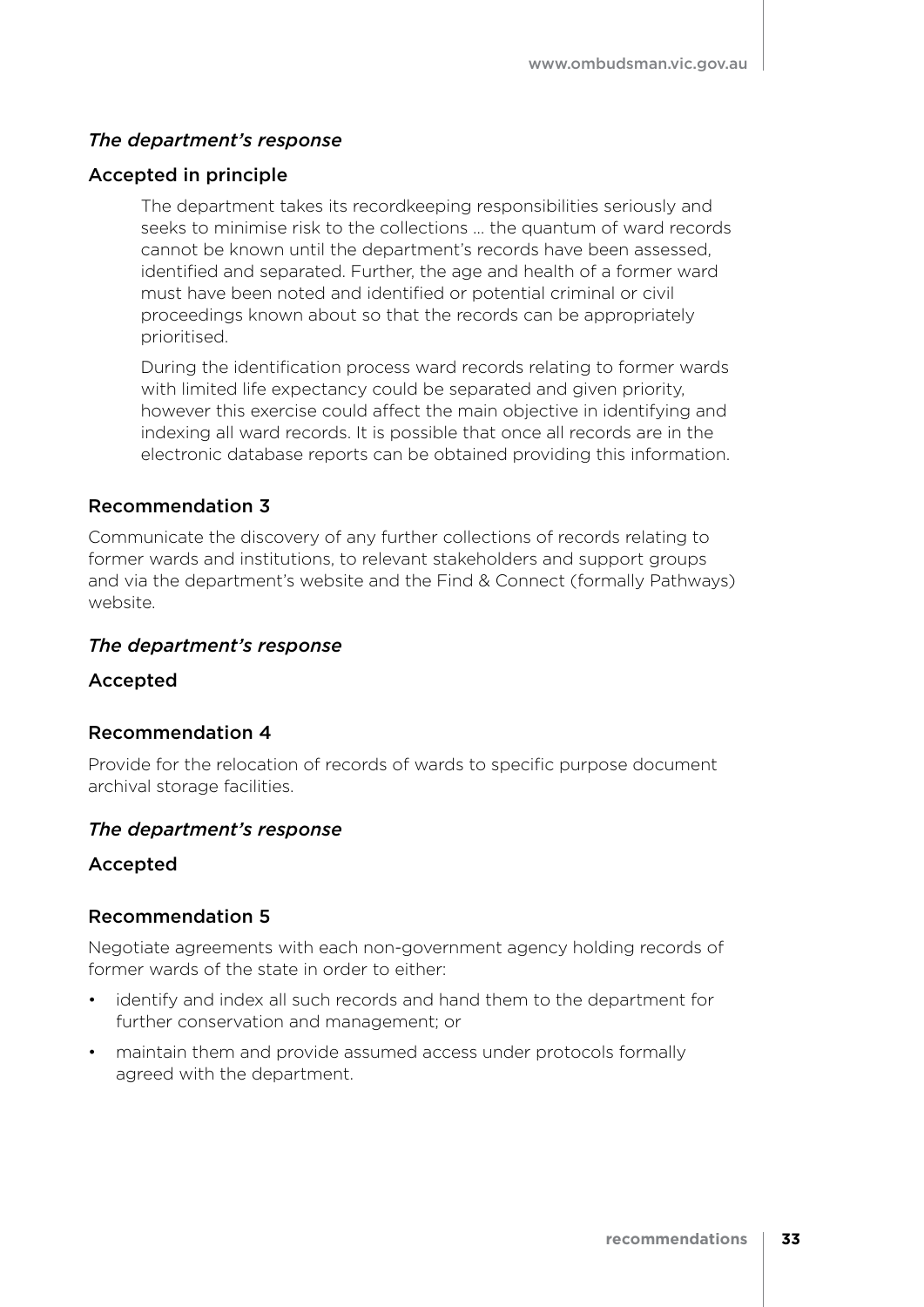*The department's response*

### Accepted in principle

> The department takes its recordkeeping responsibilities seriously and seeks to minimise risk to the collections … the quantum of ward records cannot be known until the department's records have been assessed, identified and separated. Further, the age and health of a former ward must have been noted and identified or potential criminal or civil proceedings known about so that the records can be appropriately prioritised.
>
> During the identification process ward records relating to former wards with limited life expectancy could be separated and given priority, however this exercise could affect the main objective in identifying and indexing all ward records. It is possible that once all records are in the electronic database reports can be obtained providing this information.

### Recommendation 3

Communicate the discovery of any further collections of records relating to former wards and institutions, to relevant stakeholders and support groups and via the department's website and the Find & Connect (formally Pathways) website.

*The department's response*

### Accepted

### Recommendation 4

Provide for the relocation of records of wards to specific purpose document archival storage facilities.

*The department's response*

### Accepted

### Recommendation 5

Negotiate agreements with each non-government agency holding records of former wards of the state in order to either:

- identify and index all such records and hand them to the department for further conservation and management; or
- maintain them and provide assumed access under protocols formally agreed with the department.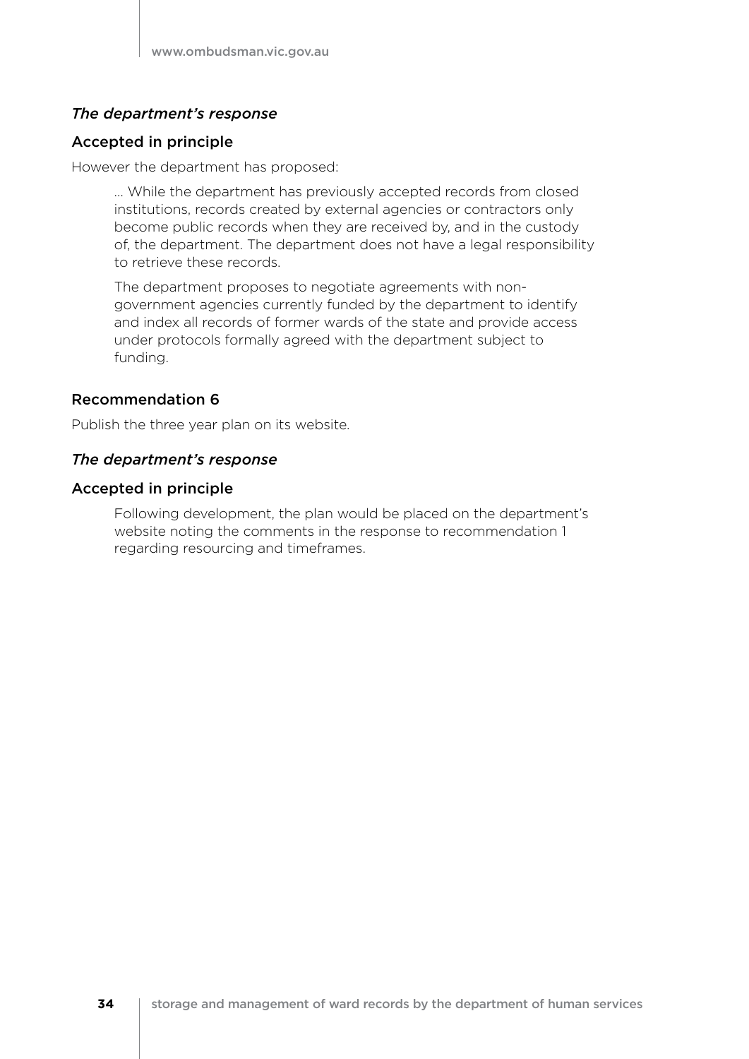### *The department's response*

### Accepted in principle

However the department has proposed:

> … While the department has previously accepted records from closed institutions, records created by external agencies or contractors only become public records when they are received by, and in the custody of, the department. The department does not have a legal responsibility to retrieve these records.
>
> The department proposes to negotiate agreements with non-government agencies currently funded by the department to identify and index all records of former wards of the state and provide access under protocols formally agreed with the department subject to funding.

### Recommendation 6

Publish the three year plan on its website.

### *The department's response*

### Accepted in principle

> Following development, the plan would be placed on the department's website noting the comments in the response to recommendation 1 regarding resourcing and timeframes.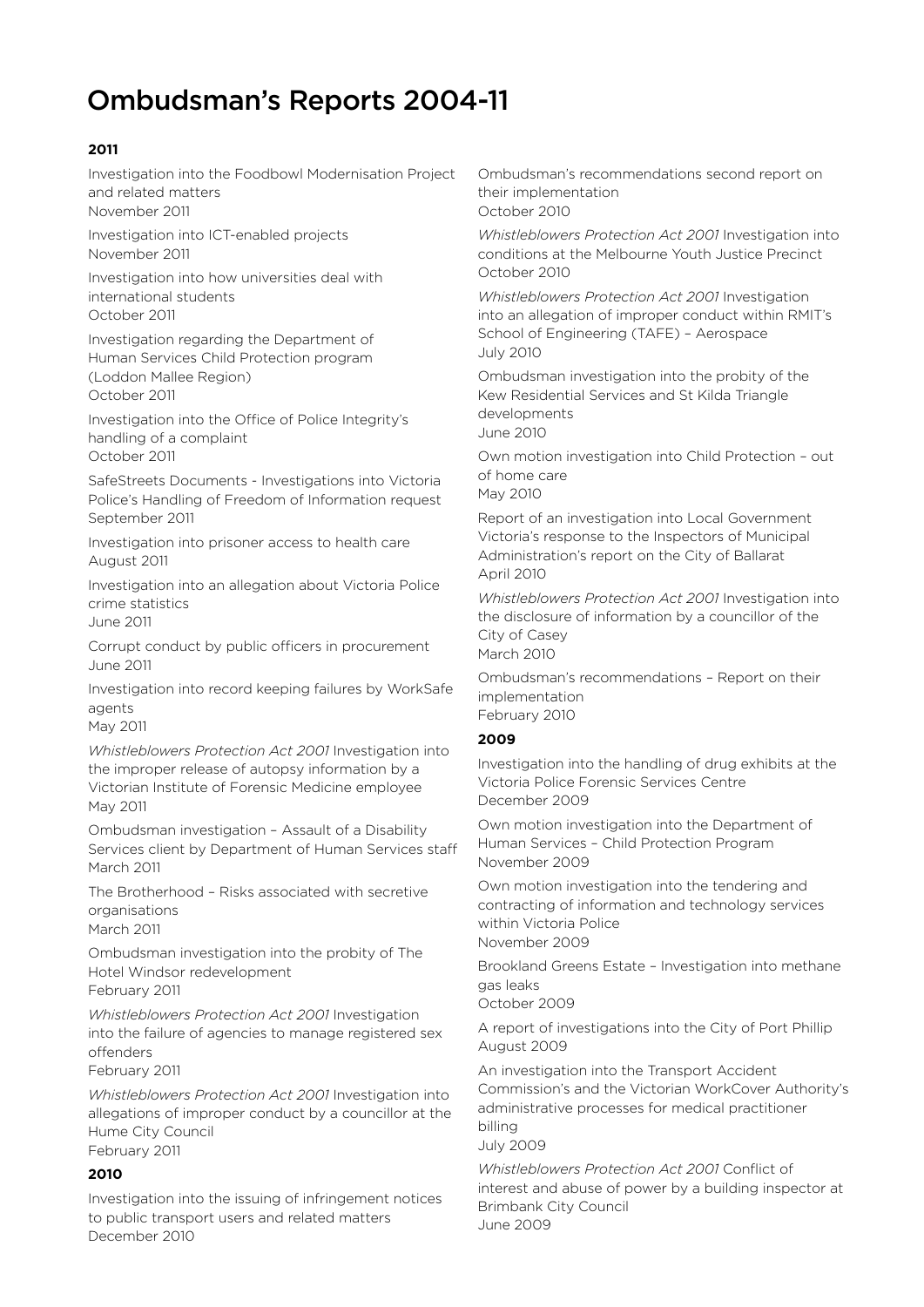# Ombudsman's Reports 2004-11

### 2011

Investigation into the Foodbowl Modernisation Project and related matters
November 2011

Investigation into ICT-enabled projects
November 2011

Investigation into how universities deal with international students
October 2011

Investigation regarding the Department of Human Services Child Protection program (Loddon Mallee Region)
October 2011

Investigation into the Office of Police Integrity's handling of a complaint
October 2011

SafeStreets Documents - Investigations into Victoria Police's Handling of Freedom of Information request
September 2011

Investigation into prisoner access to health care
August 2011

Investigation into an allegation about Victoria Police crime statistics
June 2011

Corrupt conduct by public officers in procurement
June 2011

Investigation into record keeping failures by WorkSafe agents
May 2011

*Whistleblowers Protection Act 2001* Investigation into the improper release of autopsy information by a Victorian Institute of Forensic Medicine employee
May 2011

Ombudsman investigation – Assault of a Disability Services client by Department of Human Services staff
March 2011

The Brotherhood – Risks associated with secretive organisations
March 2011

Ombudsman investigation into the probity of The Hotel Windsor redevelopment
February 2011

*Whistleblowers Protection Act 2001* Investigation into the failure of agencies to manage registered sex offenders
February 2011

*Whistleblowers Protection Act 2001* Investigation into allegations of improper conduct by a councillor at the Hume City Council
February 2011

### 2010

Investigation into the issuing of infringement notices to public transport users and related matters
December 2010

Ombudsman's recommendations second report on their implementation
October 2010

*Whistleblowers Protection Act 2001* Investigation into conditions at the Melbourne Youth Justice Precinct
October 2010

*Whistleblowers Protection Act 2001* Investigation into an allegation of improper conduct within RMIT's School of Engineering (TAFE) – Aerospace
July 2010

Ombudsman investigation into the probity of the Kew Residential Services and St Kilda Triangle developments
June 2010

Own motion investigation into Child Protection – out of home care
May 2010

Report of an investigation into Local Government Victoria's response to the Inspectors of Municipal Administration's report on the City of Ballarat
April 2010

*Whistleblowers Protection Act 2001* Investigation into the disclosure of information by a councillor of the City of Casey
March 2010

Ombudsman's recommendations – Report on their implementation
February 2010

### 2009

Investigation into the handling of drug exhibits at the Victoria Police Forensic Services Centre
December 2009

Own motion investigation into the Department of Human Services – Child Protection Program
November 2009

Own motion investigation into the tendering and contracting of information and technology services within Victoria Police
November 2009

Brookland Greens Estate – Investigation into methane gas leaks
October 2009

A report of investigations into the City of Port Phillip
August 2009

An investigation into the Transport Accident Commission's and the Victorian WorkCover Authority's administrative processes for medical practitioner billing
July 2009

*Whistleblowers Protection Act 2001* Conflict of interest and abuse of power by a building inspector at Brimbank City Council
June 2009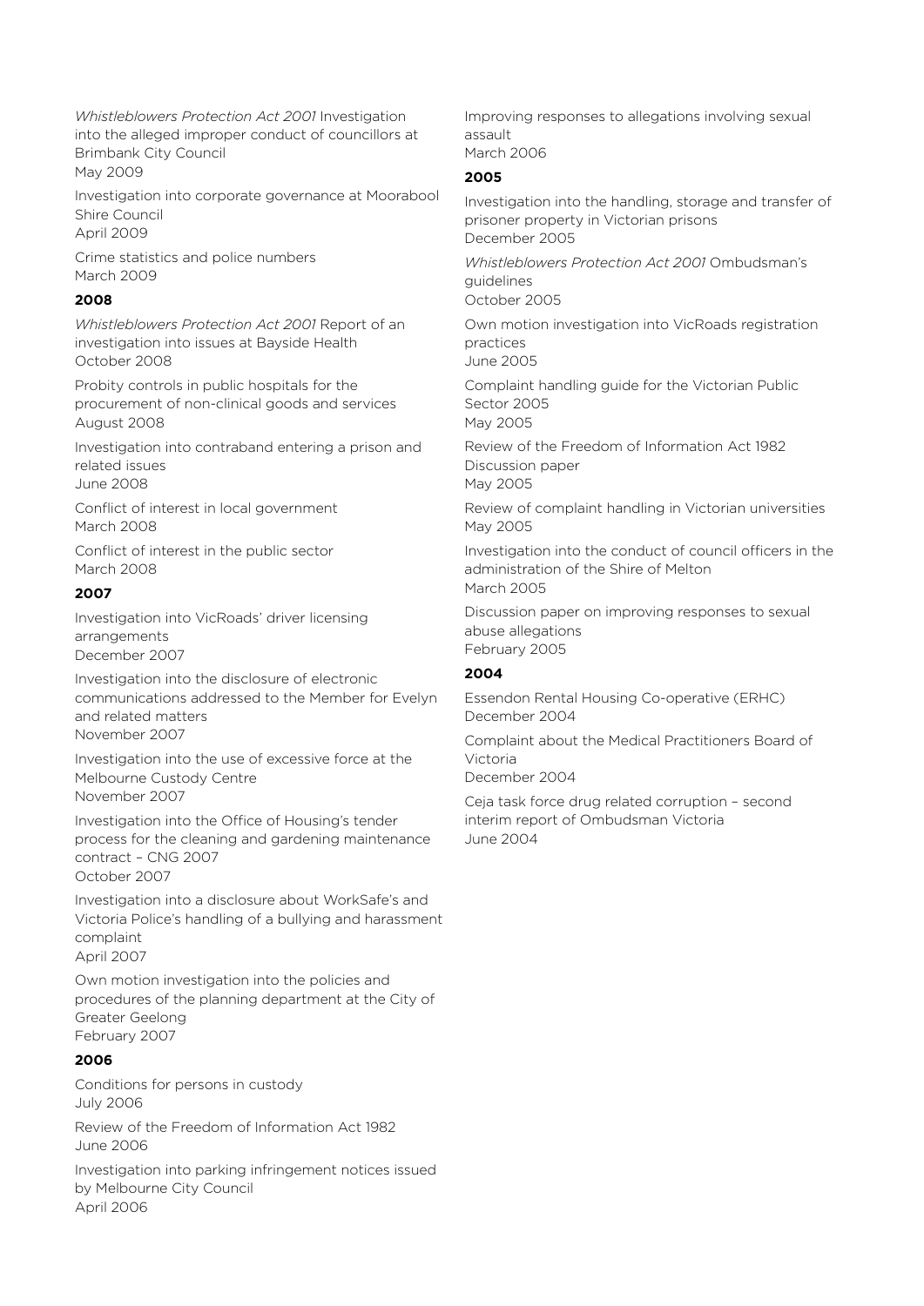*Whistleblowers Protection Act 2001* Investigation into the alleged improper conduct of councillors at Brimbank City Council
May 2009

Investigation into corporate governance at Moorabool Shire Council
April 2009

Crime statistics and police numbers
March 2009

**2008**

*Whistleblowers Protection Act 2001* Report of an investigation into issues at Bayside Health
October 2008

Probity controls in public hospitals for the procurement of non-clinical goods and services
August 2008

Investigation into contraband entering a prison and related issues
June 2008

Conflict of interest in local government
March 2008

Conflict of interest in the public sector
March 2008

**2007**

Investigation into VicRoads' driver licensing arrangements
December 2007

Investigation into the disclosure of electronic communications addressed to the Member for Evelyn and related matters
November 2007

Investigation into the use of excessive force at the Melbourne Custody Centre
November 2007

Investigation into the Office of Housing's tender process for the cleaning and gardening maintenance contract – CNG 2007
October 2007

Investigation into a disclosure about WorkSafe's and Victoria Police's handling of a bullying and harassment complaint
April 2007

Own motion investigation into the policies and procedures of the planning department at the City of Greater Geelong
February 2007

**2006**

Conditions for persons in custody
July 2006

Review of the Freedom of Information Act 1982
June 2006

Investigation into parking infringement notices issued by Melbourne City Council
April 2006

Improving responses to allegations involving sexual assault
March 2006

**2005**

Investigation into the handling, storage and transfer of prisoner property in Victorian prisons
December 2005

*Whistleblowers Protection Act 2001* Ombudsman's guidelines
October 2005

Own motion investigation into VicRoads registration practices
June 2005

Complaint handling guide for the Victorian Public Sector 2005
May 2005

Review of the Freedom of Information Act 1982 Discussion paper
May 2005

Review of complaint handling in Victorian universities
May 2005

Investigation into the conduct of council officers in the administration of the Shire of Melton
March 2005

Discussion paper on improving responses to sexual abuse allegations
February 2005

**2004**

Essendon Rental Housing Co-operative (ERHC)
December 2004

Complaint about the Medical Practitioners Board of Victoria
December 2004

Ceja task force drug related corruption – second interim report of Ombudsman Victoria
June 2004